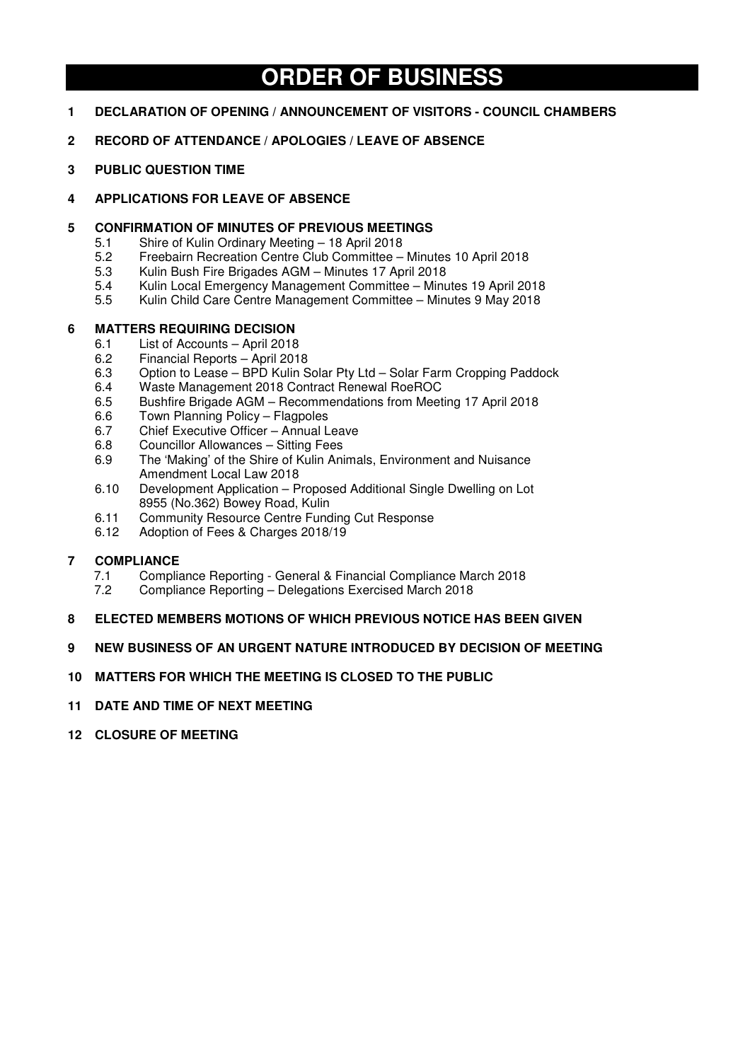# ORDER OF BUSINESS

**1 DECLARATION OF OPENING / ANNOUNCEMENT OF VISITORS - COUNCIL CHAMBERS**

**2 RECORD OF ATTENDANCE / APOLOGIES / LEAVE OF ABSENCE**

**3 PUBLIC QUESTION TIME**

**4 APPLICATIONS FOR LEAVE OF ABSENCE**

**5 CONFIRMATION OF MINUTES OF PREVIOUS MEETINGS**

- 5.1 Shire of Kulin Ordinary Meeting – 18 April 2018
- 5.2 Freebairn Recreation Centre Club Committee – Minutes 10 April 2018
- 5.3 Kulin Bush Fire Brigades AGM – Minutes 17 April 2018
- 5.4 Kulin Local Emergency Management Committee – Minutes 19 April 2018
- 5.5 Kulin Child Care Centre Management Committee – Minutes 9 May 2018

**6 MATTERS REQUIRING DECISION**

- 6.1 List of Accounts – April 2018
- 6.2 Financial Reports – April 2018
- 6.3 Option to Lease – BPD Kulin Solar Pty Ltd – Solar Farm Cropping Paddock
- 6.4 Waste Management 2018 Contract Renewal RoeROC
- 6.5 Bushfire Brigade AGM – Recommendations from Meeting 17 April 2018
- 6.6 Town Planning Policy – Flagpoles
- 6.7 Chief Executive Officer – Annual Leave
- 6.8 Councillor Allowances – Sitting Fees
- 6.9 The 'Making' of the Shire of Kulin Animals, Environment and Nuisance Amendment Local Law 2018
- 6.10 Development Application – Proposed Additional Single Dwelling on Lot 8955 (No.362) Bowey Road, Kulin
- 6.11 Community Resource Centre Funding Cut Response
- 6.12 Adoption of Fees & Charges 2018/19

**7 COMPLIANCE**

- 7.1 Compliance Reporting - General & Financial Compliance March 2018
- 7.2 Compliance Reporting – Delegations Exercised March 2018

**8 ELECTED MEMBERS MOTIONS OF WHICH PREVIOUS NOTICE HAS BEEN GIVEN**

**9 NEW BUSINESS OF AN URGENT NATURE INTRODUCED BY DECISION OF MEETING**

**10 MATTERS FOR WHICH THE MEETING IS CLOSED TO THE PUBLIC**

**11 DATE AND TIME OF NEXT MEETING**

**12 CLOSURE OF MEETING**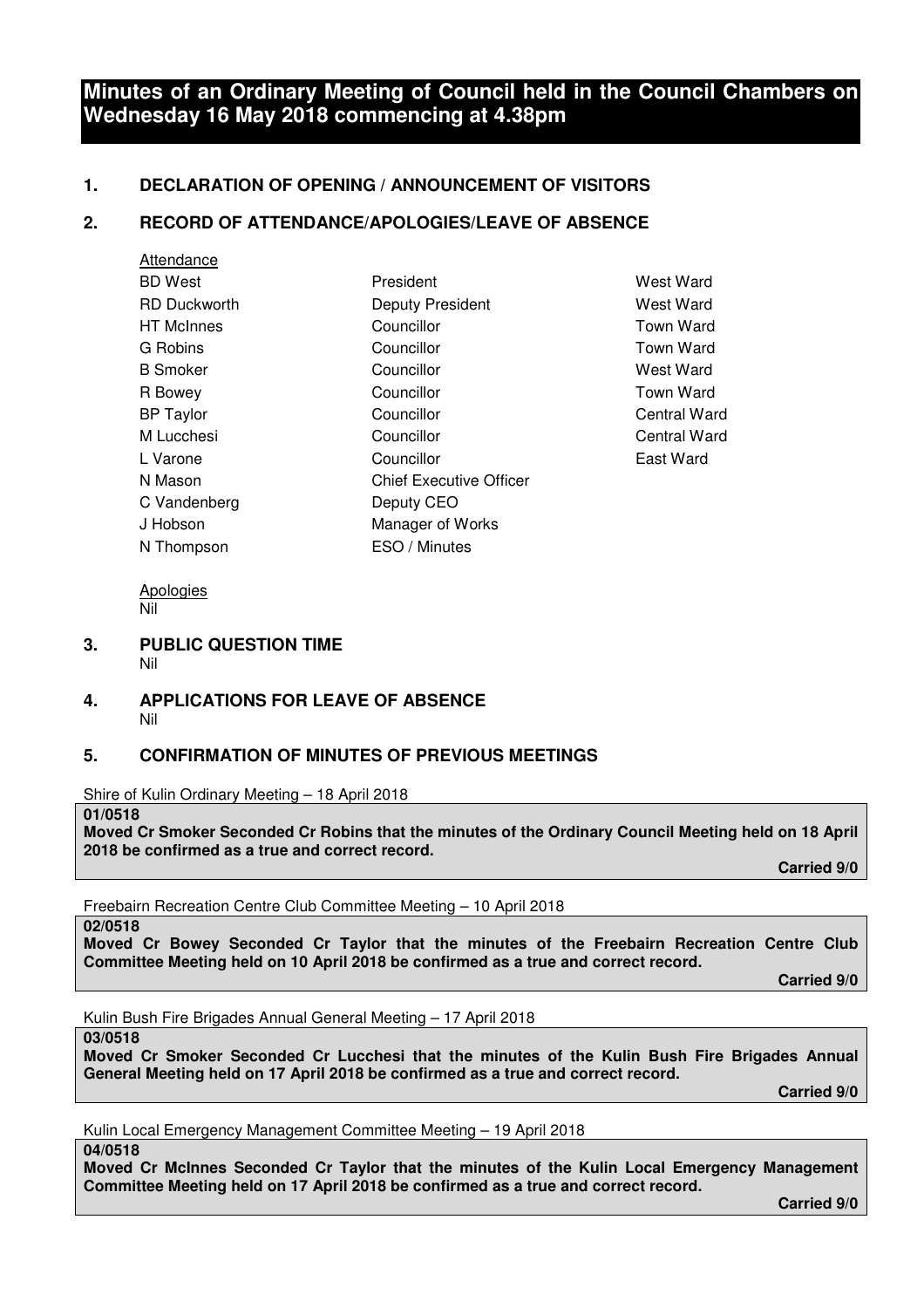# Minutes of an Ordinary Meeting of Council held in the Council Chambers on Wednesday 16 May 2018 commencing at 4.38pm

## 1. DECLARATION OF OPENING / ANNOUNCEMENT OF VISITORS

## 2. RECORD OF ATTENDANCE/APOLOGIES/LEAVE OF ABSENCE

Attendance

| | | |
|---|---|---|
| BD West | President | West Ward |
| RD Duckworth | Deputy President | West Ward |
| HT McInnes | Councillor | Town Ward |
| G Robins | Councillor | Town Ward |
| B Smoker | Councillor | West Ward |
| R Bowey | Councillor | Town Ward |
| BP Taylor | Councillor | Central Ward |
| M Lucchesi | Councillor | Central Ward |
| L Varone | Councillor | East Ward |
| N Mason | Chief Executive Officer | |
| C Vandenberg | Deputy CEO | |
| J Hobson | Manager of Works | |
| N Thompson | ESO / Minutes | |

Apologies
Nil

## 3. PUBLIC QUESTION TIME
Nil

## 4. APPLICATIONS FOR LEAVE OF ABSENCE
Nil

## 5. CONFIRMATION OF MINUTES OF PREVIOUS MEETINGS

Shire of Kulin Ordinary Meeting – 18 April 2018

**01/0518**
**Moved Cr Smoker Seconded Cr Robins that the minutes of the Ordinary Council Meeting held on 18 April 2018 be confirmed as a true and correct record.**
**Carried 9/0**

Freebairn Recreation Centre Club Committee Meeting – 10 April 2018

**02/0518**
**Moved Cr Bowey Seconded Cr Taylor that the minutes of the Freebairn Recreation Centre Club Committee Meeting held on 10 April 2018 be confirmed as a true and correct record.**
**Carried 9/0**

Kulin Bush Fire Brigades Annual General Meeting – 17 April 2018

**03/0518**
**Moved Cr Smoker Seconded Cr Lucchesi that the minutes of the Kulin Bush Fire Brigades Annual General Meeting held on 17 April 2018 be confirmed as a true and correct record.**
**Carried 9/0**

Kulin Local Emergency Management Committee Meeting – 19 April 2018

**04/0518**
**Moved Cr McInnes Seconded Cr Taylor that the minutes of the Kulin Local Emergency Management Committee Meeting held on 17 April 2018 be confirmed as a true and correct record.**
**Carried 9/0**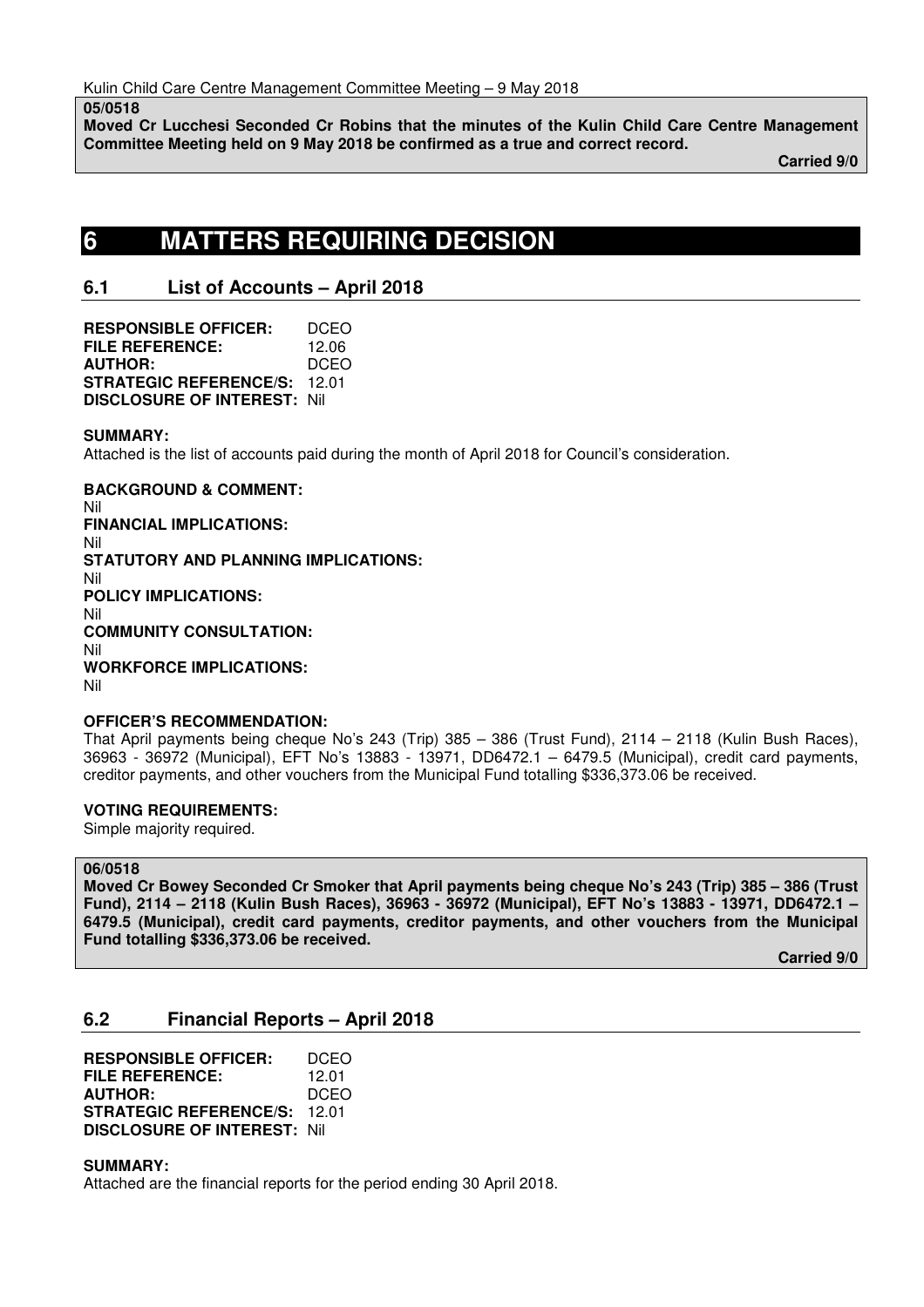Kulin Child Care Centre Management Committee Meeting – 9 May 2018

**05/0518**
**Moved Cr Lucchesi Seconded Cr Robins that the minutes of the Kulin Child Care Centre Management Committee Meeting held on 9 May 2018 be confirmed as a true and correct record.**

**Carried 9/0**

# 6 MATTERS REQUIRING DECISION

## 6.1 List of Accounts – April 2018

**RESPONSIBLE OFFICER:** DCEO
**FILE REFERENCE:** 12.06
**AUTHOR:** DCEO
**STRATEGIC REFERENCE/S:** 12.01
**DISCLOSURE OF INTEREST:** Nil

**SUMMARY:**
Attached is the list of accounts paid during the month of April 2018 for Council's consideration.

**BACKGROUND & COMMENT:**
Nil
**FINANCIAL IMPLICATIONS:**
Nil
**STATUTORY AND PLANNING IMPLICATIONS:**
Nil
**POLICY IMPLICATIONS:**
Nil
**COMMUNITY CONSULTATION:**
Nil
**WORKFORCE IMPLICATIONS:**
Nil

**OFFICER'S RECOMMENDATION:**
That April payments being cheque No's 243 (Trip) 385 – 386 (Trust Fund), 2114 – 2118 (Kulin Bush Races), 36963 - 36972 (Municipal), EFT No's 13883 - 13971, DD6472.1 – 6479.5 (Municipal), credit card payments, creditor payments, and other vouchers from the Municipal Fund totalling $336,373.06 be received.

**VOTING REQUIREMENTS:**
Simple majority required.

**06/0518**
**Moved Cr Bowey Seconded Cr Smoker that April payments being cheque No's 243 (Trip) 385 – 386 (Trust Fund), 2114 – 2118 (Kulin Bush Races), 36963 - 36972 (Municipal), EFT No's 13883 - 13971, DD6472.1 – 6479.5 (Municipal), credit card payments, creditor payments, and other vouchers from the Municipal Fund totalling $336,373.06 be received.**

**Carried 9/0**

## 6.2 Financial Reports – April 2018

**RESPONSIBLE OFFICER:** DCEO
**FILE REFERENCE:** 12.01
**AUTHOR:** DCEO
**STRATEGIC REFERENCE/S:** 12.01
**DISCLOSURE OF INTEREST:** Nil

**SUMMARY:**
Attached are the financial reports for the period ending 30 April 2018.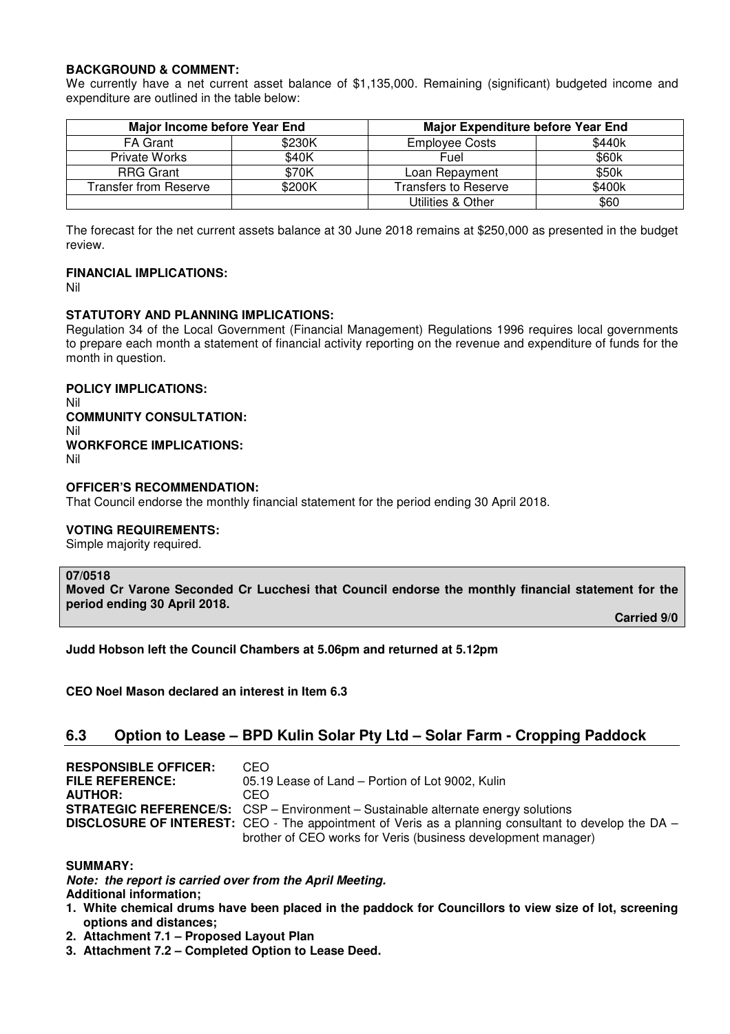**BACKGROUND & COMMENT:**
We currently have a net current asset balance of $1,135,000. Remaining (significant) budgeted income and expenditure are outlined in the table below:

| Major Income before Year End | | Major Expenditure before Year End | |
|---|---|---|---|
| FA Grant | $230K | Employee Costs | $440k |
| Private Works | $40K | Fuel | $60k |
| RRG Grant | $70K | Loan Repayment | $50k |
| Transfer from Reserve | $200K | Transfers to Reserve | $400k |
| | | Utilities & Other | $60 |

The forecast for the net current assets balance at 30 June 2018 remains at $250,000 as presented in the budget review.

**FINANCIAL IMPLICATIONS:**
Nil

**STATUTORY AND PLANNING IMPLICATIONS:**
Regulation 34 of the Local Government (Financial Management) Regulations 1996 requires local governments to prepare each month a statement of financial activity reporting on the revenue and expenditure of funds for the month in question.

**POLICY IMPLICATIONS:**
Nil
**COMMUNITY CONSULTATION:**
Nil
**WORKFORCE IMPLICATIONS:**
Nil

**OFFICER'S RECOMMENDATION:**
That Council endorse the monthly financial statement for the period ending 30 April 2018.

**VOTING REQUIREMENTS:**
Simple majority required.

**07/0518**
**Moved Cr Varone Seconded Cr Lucchesi that Council endorse the monthly financial statement for the period ending 30 April 2018.**

**Carried 9/0**

**Judd Hobson left the Council Chambers at 5.06pm and returned at 5.12pm**

**CEO Noel Mason declared an interest in Item 6.3**

## 6.3 Option to Lease – BPD Kulin Solar Pty Ltd – Solar Farm - Cropping Paddock

**RESPONSIBLE OFFICER:** CEO
**FILE REFERENCE:** 05.19 Lease of Land – Portion of Lot 9002, Kulin
**AUTHOR:** CEO
**STRATEGIC REFERENCE/S:** CSP – Environment – Sustainable alternate energy solutions
**DISCLOSURE OF INTEREST:** CEO - The appointment of Veris as a planning consultant to develop the DA – brother of CEO works for Veris (business development manager)

**SUMMARY:**
***Note: the report is carried over from the April Meeting.***
**Additional information;**

1. **White chemical drums have been placed in the paddock for Councillors to view size of lot, screening options and distances;**
2. **Attachment 7.1 – Proposed Layout Plan**
3. **Attachment 7.2 – Completed Option to Lease Deed.**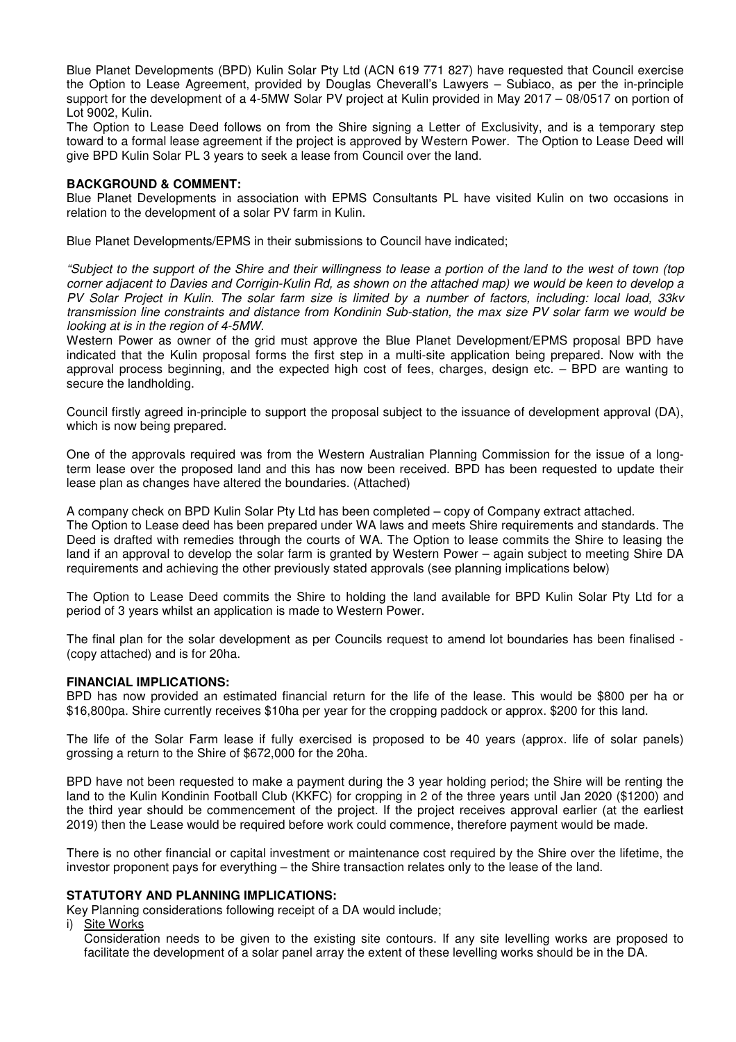Blue Planet Developments (BPD) Kulin Solar Pty Ltd (ACN 619 771 827) have requested that Council exercise the Option to Lease Agreement, provided by Douglas Cheverall's Lawyers – Subiaco, as per the in-principle support for the development of a 4-5MW Solar PV project at Kulin provided in May 2017 – 08/0517 on portion of Lot 9002, Kulin.

The Option to Lease Deed follows on from the Shire signing a Letter of Exclusivity, and is a temporary step toward to a formal lease agreement if the project is approved by Western Power. The Option to Lease Deed will give BPD Kulin Solar PL 3 years to seek a lease from Council over the land.

**BACKGROUND & COMMENT:**

Blue Planet Developments in association with EPMS Consultants PL have visited Kulin on two occasions in relation to the development of a solar PV farm in Kulin.

Blue Planet Developments/EPMS in their submissions to Council have indicated;

*"Subject to the support of the Shire and their willingness to lease a portion of the land to the west of town (top corner adjacent to Davies and Corrigin-Kulin Rd, as shown on the attached map) we would be keen to develop a PV Solar Project in Kulin. The solar farm size is limited by a number of factors, including: local load, 33kv transmission line constraints and distance from Kondinin Sub-station, the max size PV solar farm we would be looking at is in the region of 4-5MW.*

Western Power as owner of the grid must approve the Blue Planet Development/EPMS proposal BPD have indicated that the Kulin proposal forms the first step in a multi-site application being prepared. Now with the approval process beginning, and the expected high cost of fees, charges, design etc. – BPD are wanting to secure the landholding.

Council firstly agreed in-principle to support the proposal subject to the issuance of development approval (DA), which is now being prepared.

One of the approvals required was from the Western Australian Planning Commission for the issue of a long-term lease over the proposed land and this has now been received. BPD has been requested to update their lease plan as changes have altered the boundaries. (Attached)

A company check on BPD Kulin Solar Pty Ltd has been completed – copy of Company extract attached.

The Option to Lease deed has been prepared under WA laws and meets Shire requirements and standards. The Deed is drafted with remedies through the courts of WA. The Option to lease commits the Shire to leasing the land if an approval to develop the solar farm is granted by Western Power – again subject to meeting Shire DA requirements and achieving the other previously stated approvals (see planning implications below)

The Option to Lease Deed commits the Shire to holding the land available for BPD Kulin Solar Pty Ltd for a period of 3 years whilst an application is made to Western Power.

The final plan for the solar development as per Councils request to amend lot boundaries has been finalised - (copy attached) and is for 20ha.

**FINANCIAL IMPLICATIONS:**

BPD has now provided an estimated financial return for the life of the lease. This would be $800 per ha or $16,800pa. Shire currently receives $10ha per year for the cropping paddock or approx. $200 for this land.

The life of the Solar Farm lease if fully exercised is proposed to be 40 years (approx. life of solar panels) grossing a return to the Shire of $672,000 for the 20ha.

BPD have not been requested to make a payment during the 3 year holding period; the Shire will be renting the land to the Kulin Kondinin Football Club (KKFC) for cropping in 2 of the three years until Jan 2020 ($1200) and the third year should be commencement of the project. If the project receives approval earlier (at the earliest 2019) then the Lease would be required before work could commence, therefore payment would be made.

There is no other financial or capital investment or maintenance cost required by the Shire over the lifetime, the investor proponent pays for everything – the Shire transaction relates only to the lease of the land.

**STATUTORY AND PLANNING IMPLICATIONS:**

Key Planning considerations following receipt of a DA would include;

i) <u>Site Works</u>

Consideration needs to be given to the existing site contours. If any site levelling works are proposed to facilitate the development of a solar panel array the extent of these levelling works should be in the DA.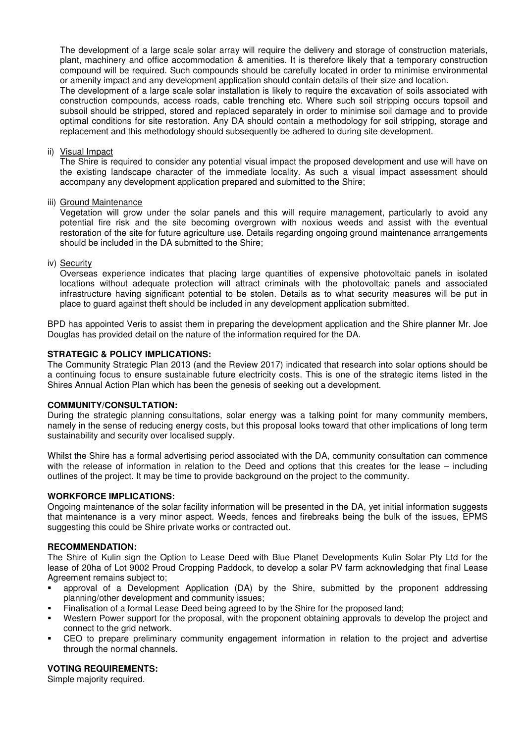The development of a large scale solar array will require the delivery and storage of construction materials, plant, machinery and office accommodation & amenities. It is therefore likely that a temporary construction compound will be required. Such compounds should be carefully located in order to minimise environmental or amenity impact and any development application should contain details of their size and location.

The development of a large scale solar installation is likely to require the excavation of soils associated with construction compounds, access roads, cable trenching etc. Where such soil stripping occurs topsoil and subsoil should be stripped, stored and replaced separately in order to minimise soil damage and to provide optimal conditions for site restoration. Any DA should contain a methodology for soil stripping, storage and replacement and this methodology should subsequently be adhered to during site development.

ii) Visual Impact

The Shire is required to consider any potential visual impact the proposed development and use will have on the existing landscape character of the immediate locality. As such a visual impact assessment should accompany any development application prepared and submitted to the Shire;

iii) Ground Maintenance

Vegetation will grow under the solar panels and this will require management, particularly to avoid any potential fire risk and the site becoming overgrown with noxious weeds and assist with the eventual restoration of the site for future agriculture use. Details regarding ongoing ground maintenance arrangements should be included in the DA submitted to the Shire;

iv) Security

Overseas experience indicates that placing large quantities of expensive photovoltaic panels in isolated locations without adequate protection will attract criminals with the photovoltaic panels and associated infrastructure having significant potential to be stolen. Details as to what security measures will be put in place to guard against theft should be included in any development application submitted.

BPD has appointed Veris to assist them in preparing the development application and the Shire planner Mr. Joe Douglas has provided detail on the nature of the information required for the DA.

**STRATEGIC & POLICY IMPLICATIONS:**

The Community Strategic Plan 2013 (and the Review 2017) indicated that research into solar options should be a continuing focus to ensure sustainable future electricity costs. This is one of the strategic items listed in the Shires Annual Action Plan which has been the genesis of seeking out a development.

**COMMUNITY/CONSULTATION:**

During the strategic planning consultations, solar energy was a talking point for many community members, namely in the sense of reducing energy costs, but this proposal looks toward that other implications of long term sustainability and security over localised supply.

Whilst the Shire has a formal advertising period associated with the DA, community consultation can commence with the release of information in relation to the Deed and options that this creates for the lease – including outlines of the project. It may be time to provide background on the project to the community.

**WORKFORCE IMPLICATIONS:**

Ongoing maintenance of the solar facility information will be presented in the DA, yet initial information suggests that maintenance is a very minor aspect. Weeds, fences and firebreaks being the bulk of the issues, EPMS suggesting this could be Shire private works or contracted out.

**RECOMMENDATION:**

The Shire of Kulin sign the Option to Lease Deed with Blue Planet Developments Kulin Solar Pty Ltd for the lease of 20ha of Lot 9002 Proud Cropping Paddock, to develop a solar PV farm acknowledging that final Lease Agreement remains subject to;

- approval of a Development Application (DA) by the Shire, submitted by the proponent addressing planning/other development and community issues;
- Finalisation of a formal Lease Deed being agreed to by the Shire for the proposed land;
- Western Power support for the proposal, with the proponent obtaining approvals to develop the project and connect to the grid network.
- CEO to prepare preliminary community engagement information in relation to the project and advertise through the normal channels.

**VOTING REQUIREMENTS:**

Simple majority required.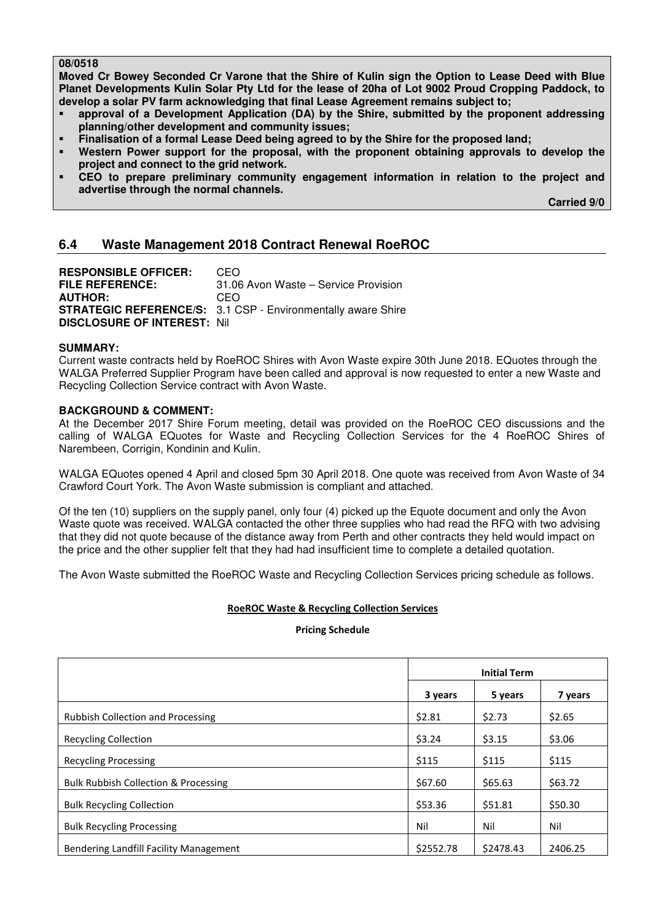**08/0518**

**Moved Cr Bowey Seconded Cr Varone that the Shire of Kulin sign the Option to Lease Deed with Blue Planet Developments Kulin Solar Pty Ltd for the lease of 20ha of Lot 9002 Proud Cropping Paddock, to develop a solar PV farm acknowledging that final Lease Agreement remains subject to;**

- **approval of a Development Application (DA) by the Shire, submitted by the proponent addressing planning/other development and community issues;**
- **Finalisation of a formal Lease Deed being agreed to by the Shire for the proposed land;**
- **Western Power support for the proposal, with the proponent obtaining approvals to develop the project and connect to the grid network.**
- **CEO to prepare preliminary community engagement information in relation to the project and advertise through the normal channels.**

**Carried 9/0**

## 6.4 Waste Management 2018 Contract Renewal RoeROC

**RESPONSIBLE OFFICER:** CEO
**FILE REFERENCE:** 31.06 Avon Waste – Service Provision
**AUTHOR:** CEO
**STRATEGIC REFERENCE/S:** 3.1 CSP - Environmentally aware Shire
**DISCLOSURE OF INTEREST:** Nil

**SUMMARY:**

Current waste contracts held by RoeROC Shires with Avon Waste expire 30th June 2018. EQuotes through the WALGA Preferred Supplier Program have been called and approval is now requested to enter a new Waste and Recycling Collection Service contract with Avon Waste.

**BACKGROUND & COMMENT:**

At the December 2017 Shire Forum meeting, detail was provided on the RoeROC CEO discussions and the calling of WALGA EQuotes for Waste and Recycling Collection Services for the 4 RoeROC Shires of Narembeen, Corrigin, Kondinin and Kulin.

WALGA EQuotes opened 4 April and closed 5pm 30 April 2018. One quote was received from Avon Waste of 34 Crawford Court York. The Avon Waste submission is compliant and attached.

Of the ten (10) suppliers on the supply panel, only four (4) picked up the Equote document and only the Avon Waste quote was received. WALGA contacted the other three supplies who had read the RFQ with two advising that they did not quote because of the distance away from Perth and other contracts they held would impact on the price and the other supplier felt that they had had insufficient time to complete a detailed quotation.

The Avon Waste submitted the RoeROC Waste and Recycling Collection Services pricing schedule as follows.

**RoeROC Waste & Recycling Collection Services**

**Pricing Schedule**

| | Initial Term | | |
|---|---|---|---|
| | **3 years** | **5 years** | **7 years** |
| Rubbish Collection and Processing | $2.81 | $2.73 | $2.65 |
| Recycling Collection | $3.24 | $3.15 | $3.06 |
| Recycling Processing | $115 | $115 | $115 |
| Bulk Rubbish Collection & Processing | $67.60 | $65.63 | $63.72 |
| Bulk Recycling Collection | $53.36 | $51.81 | $50.30 |
| Bulk Recycling Processing | Nil | Nil | Nil |
| Bendering Landfill Facility Management | $2552.78 | $2478.43 | 2406.25 |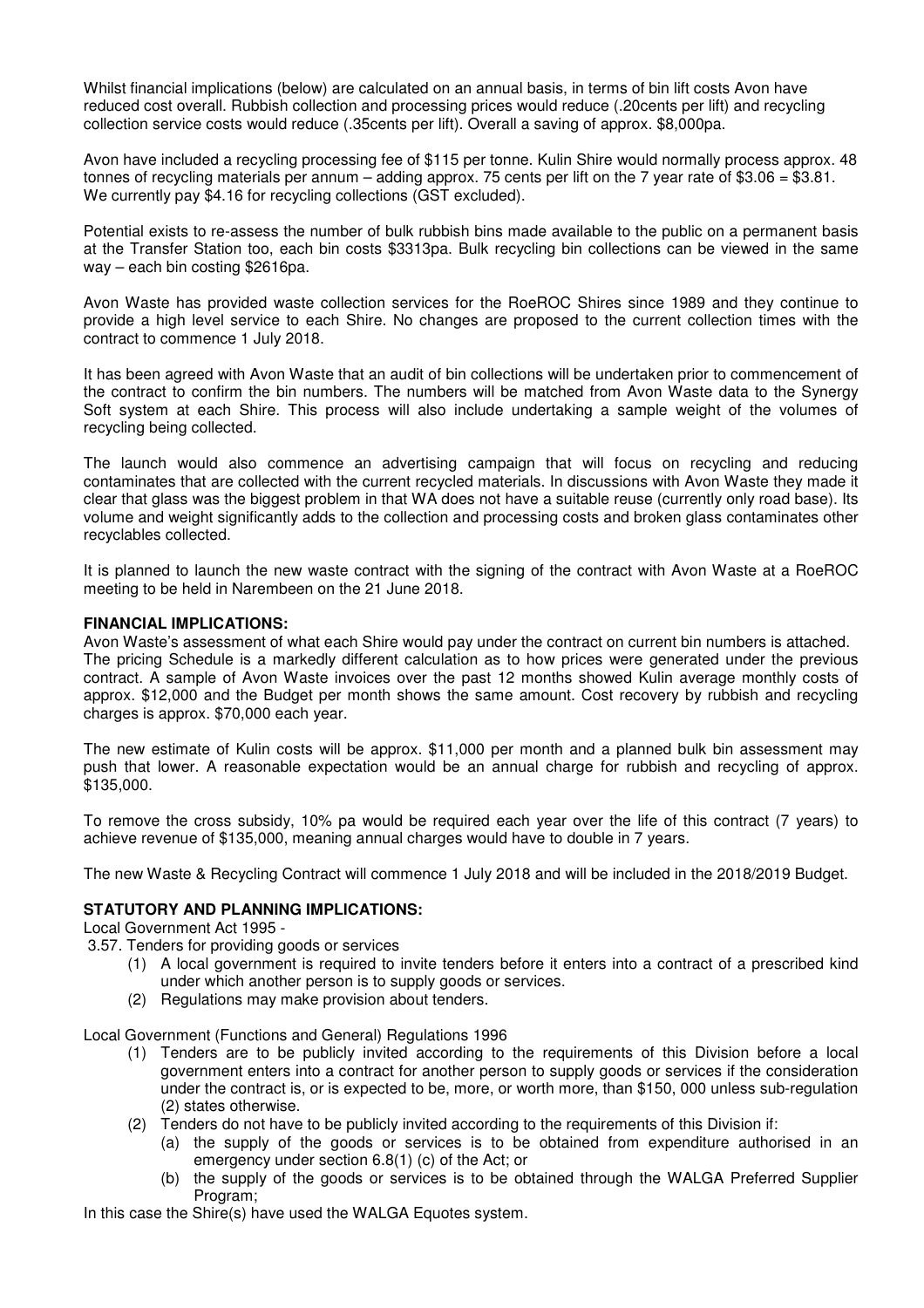Whilst financial implications (below) are calculated on an annual basis, in terms of bin lift costs Avon have reduced cost overall. Rubbish collection and processing prices would reduce (.20cents per lift) and recycling collection service costs would reduce (.35cents per lift). Overall a saving of approx. $8,000pa.

Avon have included a recycling processing fee of $115 per tonne. Kulin Shire would normally process approx. 48 tonnes of recycling materials per annum – adding approx. 75 cents per lift on the 7 year rate of $3.06 = $3.81. We currently pay $4.16 for recycling collections (GST excluded).

Potential exists to re-assess the number of bulk rubbish bins made available to the public on a permanent basis at the Transfer Station too, each bin costs $3313pa. Bulk recycling bin collections can be viewed in the same way – each bin costing $2616pa.

Avon Waste has provided waste collection services for the RoeROC Shires since 1989 and they continue to provide a high level service to each Shire. No changes are proposed to the current collection times with the contract to commence 1 July 2018.

It has been agreed with Avon Waste that an audit of bin collections will be undertaken prior to commencement of the contract to confirm the bin numbers. The numbers will be matched from Avon Waste data to the Synergy Soft system at each Shire. This process will also include undertaking a sample weight of the volumes of recycling being collected.

The launch would also commence an advertising campaign that will focus on recycling and reducing contaminates that are collected with the current recycled materials. In discussions with Avon Waste they made it clear that glass was the biggest problem in that WA does not have a suitable reuse (currently only road base). Its volume and weight significantly adds to the collection and processing costs and broken glass contaminates other recyclables collected.

It is planned to launch the new waste contract with the signing of the contract with Avon Waste at a RoeROC meeting to be held in Narembeen on the 21 June 2018.

**FINANCIAL IMPLICATIONS:**

Avon Waste's assessment of what each Shire would pay under the contract on current bin numbers is attached. The pricing Schedule is a markedly different calculation as to how prices were generated under the previous contract. A sample of Avon Waste invoices over the past 12 months showed Kulin average monthly costs of approx. $12,000 and the Budget per month shows the same amount. Cost recovery by rubbish and recycling charges is approx. $70,000 each year.

The new estimate of Kulin costs will be approx. $11,000 per month and a planned bulk bin assessment may push that lower. A reasonable expectation would be an annual charge for rubbish and recycling of approx. $135,000.

To remove the cross subsidy, 10% pa would be required each year over the life of this contract (7 years) to achieve revenue of $135,000, meaning annual charges would have to double in 7 years.

The new Waste & Recycling Contract will commence 1 July 2018 and will be included in the 2018/2019 Budget.

**STATUTORY AND PLANNING IMPLICATIONS:**

Local Government Act 1995 -

3.57. Tenders for providing goods or services

(1) A local government is required to invite tenders before it enters into a contract of a prescribed kind under which another person is to supply goods or services.

(2) Regulations may make provision about tenders.

Local Government (Functions and General) Regulations 1996

(1) Tenders are to be publicly invited according to the requirements of this Division before a local government enters into a contract for another person to supply goods or services if the consideration under the contract is, or is expected to be, more, or worth more, than $150, 000 unless sub-regulation (2) states otherwise.

(2) Tenders do not have to be publicly invited according to the requirements of this Division if:

 (a) the supply of the goods or services is to be obtained from expenditure authorised in an emergency under section 6.8(1) (c) of the Act; or

 (b) the supply of the goods or services is to be obtained through the WALGA Preferred Supplier Program;

In this case the Shire(s) have used the WALGA Equotes system.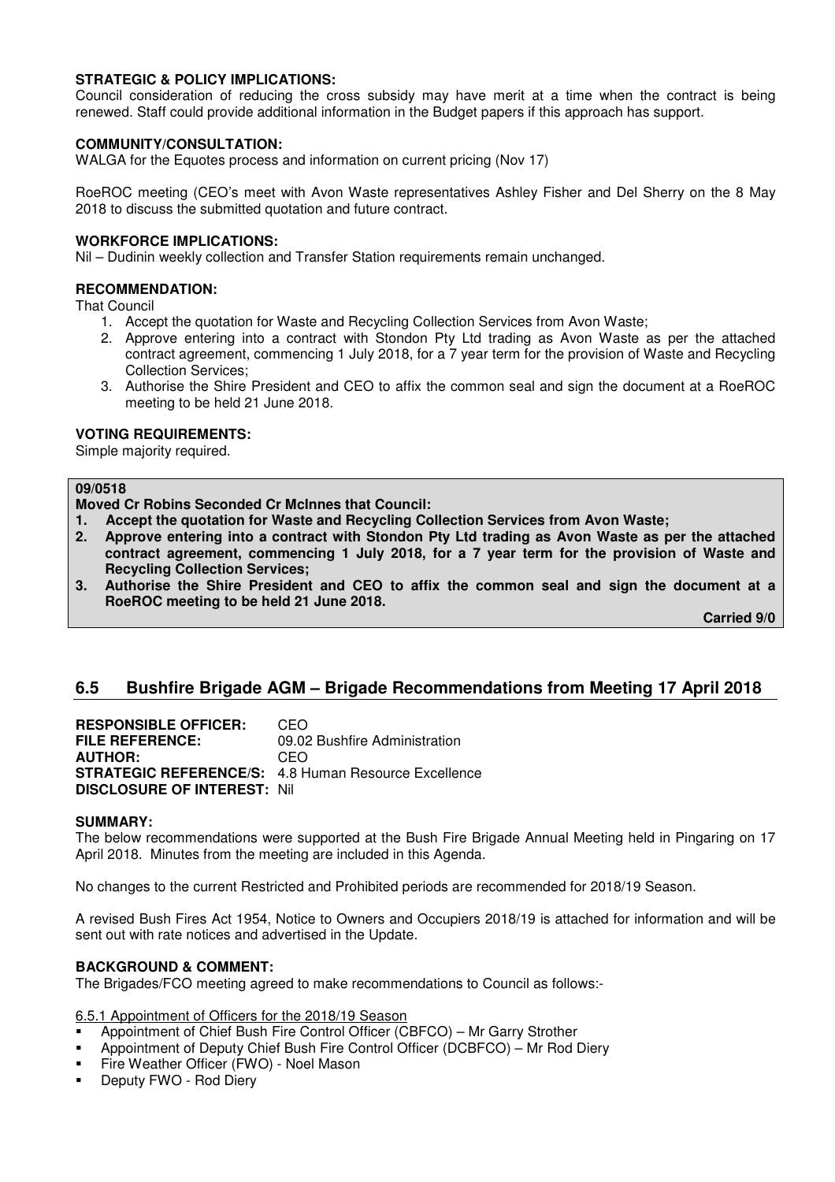**STRATEGIC & POLICY IMPLICATIONS:**
Council consideration of reducing the cross subsidy may have merit at a time when the contract is being renewed. Staff could provide additional information in the Budget papers if this approach has support.

**COMMUNITY/CONSULTATION:**
WALGA for the Equotes process and information on current pricing (Nov 17)

RoeROC meeting (CEO's meet with Avon Waste representatives Ashley Fisher and Del Sherry on the 8 May 2018 to discuss the submitted quotation and future contract.

**WORKFORCE IMPLICATIONS:**
Nil – Dudinin weekly collection and Transfer Station requirements remain unchanged.

**RECOMMENDATION:**
That Council
1. Accept the quotation for Waste and Recycling Collection Services from Avon Waste;
2. Approve entering into a contract with Stondon Pty Ltd trading as Avon Waste as per the attached contract agreement, commencing 1 July 2018, for a 7 year term for the provision of Waste and Recycling Collection Services;
3. Authorise the Shire President and CEO to affix the common seal and sign the document at a RoeROC meeting to be held 21 June 2018.

**VOTING REQUIREMENTS:**
Simple majority required.

**09/0518**
**Moved Cr Robins Seconded Cr McInnes that Council:**
1. **Accept the quotation for Waste and Recycling Collection Services from Avon Waste;**
2. **Approve entering into a contract with Stondon Pty Ltd trading as Avon Waste as per the attached contract agreement, commencing 1 July 2018, for a 7 year term for the provision of Waste and Recycling Collection Services;**
3. **Authorise the Shire President and CEO to affix the common seal and sign the document at a RoeROC meeting to be held 21 June 2018.**

**Carried 9/0**

## 6.5 Bushfire Brigade AGM – Brigade Recommendations from Meeting 17 April 2018

**RESPONSIBLE OFFICER:** CEO
**FILE REFERENCE:** 09.02 Bushfire Administration
**AUTHOR:** CEO
**STRATEGIC REFERENCE/S:** 4.8 Human Resource Excellence
**DISCLOSURE OF INTEREST:** Nil

**SUMMARY:**
The below recommendations were supported at the Bush Fire Brigade Annual Meeting held in Pingaring on 17 April 2018. Minutes from the meeting are included in this Agenda.

No changes to the current Restricted and Prohibited periods are recommended for 2018/19 Season.

A revised Bush Fires Act 1954, Notice to Owners and Occupiers 2018/19 is attached for information and will be sent out with rate notices and advertised in the Update.

**BACKGROUND & COMMENT:**
The Brigades/FCO meeting agreed to make recommendations to Council as follows:-

6.5.1 Appointment of Officers for the 2018/19 Season
- Appointment of Chief Bush Fire Control Officer (CBFCO) – Mr Garry Strother
- Appointment of Deputy Chief Bush Fire Control Officer (DCBFCO) – Mr Rod Diery
- Fire Weather Officer (FWO) - Noel Mason
- Deputy FWO - Rod Diery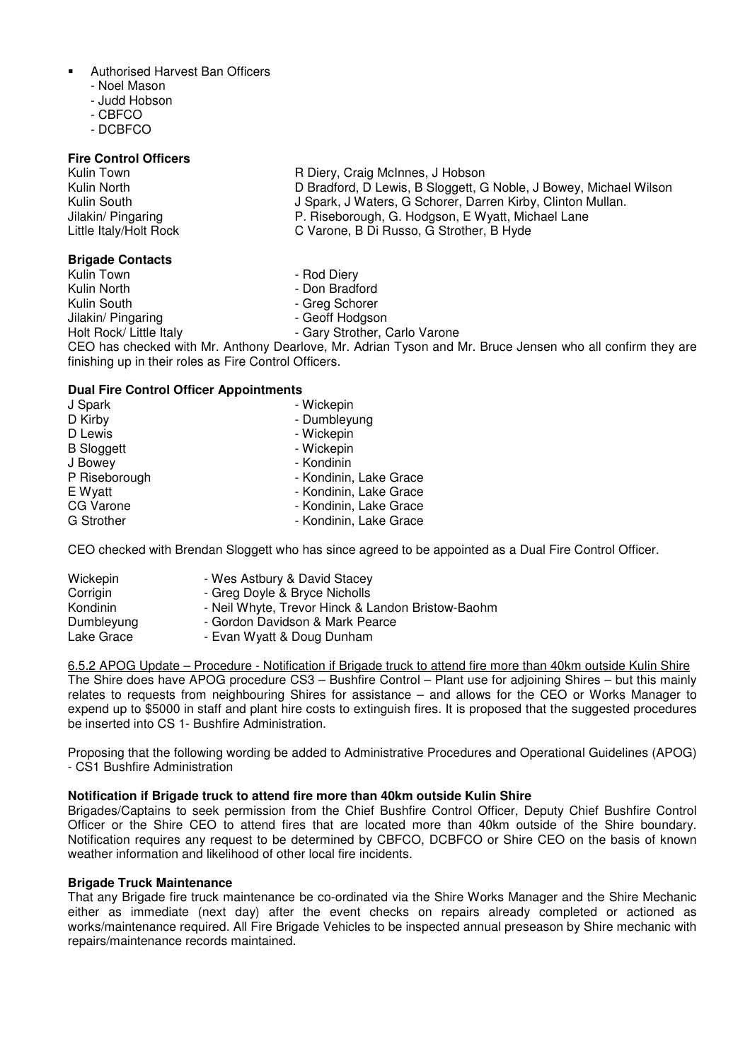- Authorised Harvest Ban Officers
  - Noel Mason
  - Judd Hobson
  - CBFCO
  - DCBFCO

**Fire Control Officers**

| | |
|---|---|
| Kulin Town | R Diery, Craig McInnes, J Hobson |
| Kulin North | D Bradford, D Lewis, B Sloggett, G Noble, J Bowey, Michael Wilson |
| Kulin South | J Spark, J Waters, G Schorer, Darren Kirby, Clinton Mullan. |
| Jilakin/ Pingaring | P. Riseborough, G. Hodgson, E Wyatt, Michael Lane |
| Little Italy/Holt Rock | C Varone, B Di Russo, G Strother, B Hyde |

**Brigade Contacts**

| | |
|---|---|
| Kulin Town | - Rod Diery |
| Kulin North | - Don Bradford |
| Kulin South | - Greg Schorer |
| Jilakin/ Pingaring | - Geoff Hodgson |
| Holt Rock/ Little Italy | - Gary Strother, Carlo Varone |

CEO has checked with Mr. Anthony Dearlove, Mr. Adrian Tyson and Mr. Bruce Jensen who all confirm they are finishing up in their roles as Fire Control Officers.

**Dual Fire Control Officer Appointments**

| | |
|---|---|
| J Spark | - Wickepin |
| D Kirby | - Dumbleyung |
| D Lewis | - Wickepin |
| B Sloggett | - Wickepin |
| J Bowey | - Kondinin |
| P Riseborough | - Kondinin, Lake Grace |
| E Wyatt | - Kondinin, Lake Grace |
| CG Varone | - Kondinin, Lake Grace |
| G Strother | - Kondinin, Lake Grace |

CEO checked with Brendan Sloggett who has since agreed to be appointed as a Dual Fire Control Officer.

| | |
|---|---|
| Wickepin | - Wes Astbury & David Stacey |
| Corrigin | - Greg Doyle & Bryce Nicholls |
| Kondinin | - Neil Whyte, Trevor Hinck & Landon Bristow-Baohm |
| Dumbleyung | - Gordon Davidson & Mark Pearce |
| Lake Grace | - Evan Wyatt & Doug Dunham |

<u>6.5.2 APOG Update – Procedure - Notification if Brigade truck to attend fire more than 40km outside Kulin Shire</u>

The Shire does have APOG procedure CS3 – Bushfire Control – Plant use for adjoining Shires – but this mainly relates to requests from neighbouring Shires for assistance – and allows for the CEO or Works Manager to expend up to $5000 in staff and plant hire costs to extinguish fires. It is proposed that the suggested procedures be inserted into CS 1- Bushfire Administration.

Proposing that the following wording be added to Administrative Procedures and Operational Guidelines (APOG) - CS1 Bushfire Administration

**Notification if Brigade truck to attend fire more than 40km outside Kulin Shire**

Brigades/Captains to seek permission from the Chief Bushfire Control Officer, Deputy Chief Bushfire Control Officer or the Shire CEO to attend fires that are located more than 40km outside of the Shire boundary. Notification requires any request to be determined by CBFCO, DCBFCO or Shire CEO on the basis of known weather information and likelihood of other local fire incidents.

**Brigade Truck Maintenance**

That any Brigade fire truck maintenance be co-ordinated via the Shire Works Manager and the Shire Mechanic either as immediate (next day) after the event checks on repairs already completed or actioned as works/maintenance required. All Fire Brigade Vehicles to be inspected annual preseason by Shire mechanic with repairs/maintenance records maintained.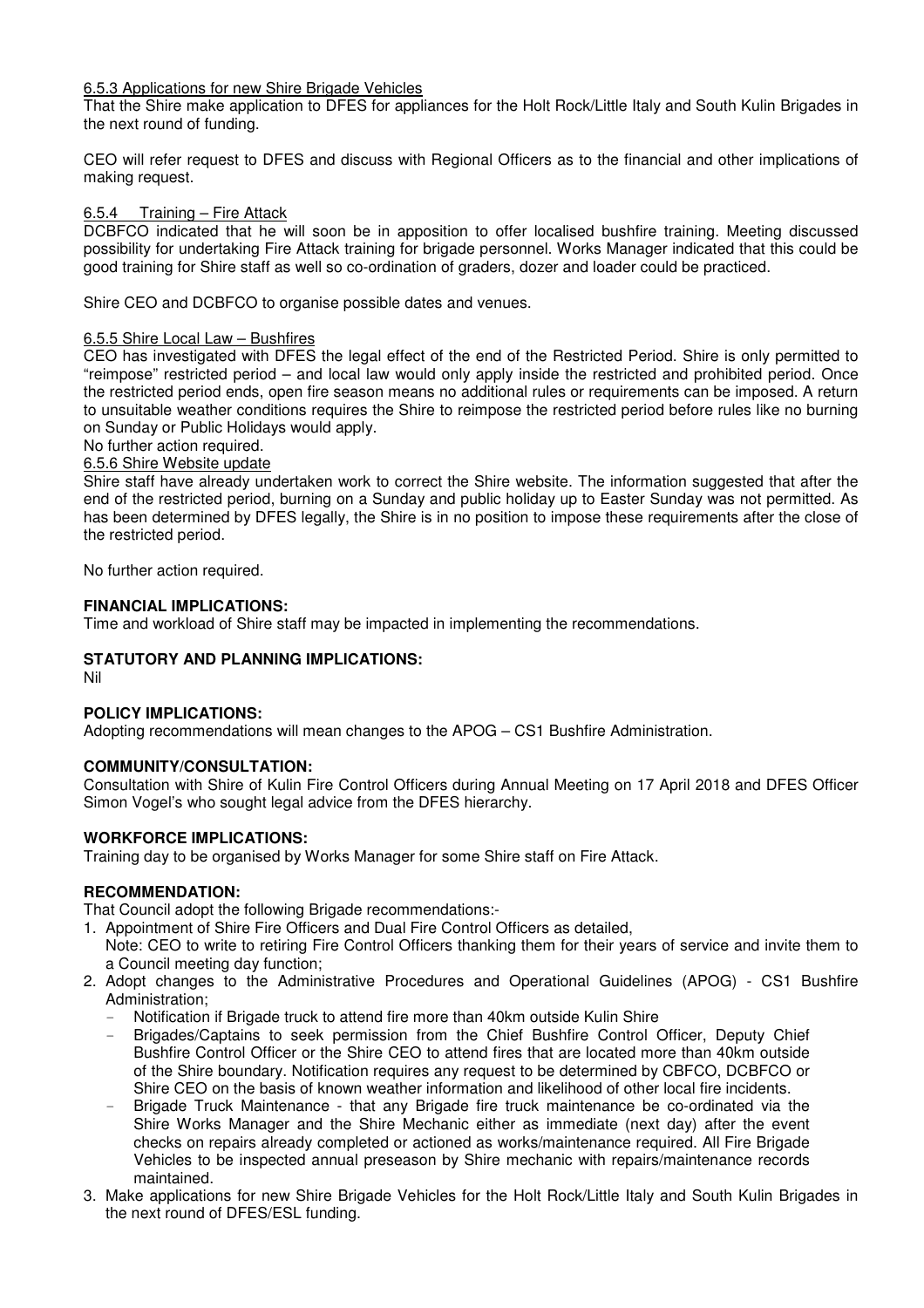6.5.3 Applications for new Shire Brigade Vehicles

That the Shire make application to DFES for appliances for the Holt Rock/Little Italy and South Kulin Brigades in the next round of funding.

CEO will refer request to DFES and discuss with Regional Officers as to the financial and other implications of making request.

6.5.4 Training – Fire Attack

DCBFCO indicated that he will soon be in apposition to offer localised bushfire training. Meeting discussed possibility for undertaking Fire Attack training for brigade personnel. Works Manager indicated that this could be good training for Shire staff as well so co-ordination of graders, dozer and loader could be practiced.

Shire CEO and DCBFCO to organise possible dates and venues.

6.5.5 Shire Local Law – Bushfires

CEO has investigated with DFES the legal effect of the end of the Restricted Period. Shire is only permitted to "reimpose" restricted period – and local law would only apply inside the restricted and prohibited period. Once the restricted period ends, open fire season means no additional rules or requirements can be imposed. A return to unsuitable weather conditions requires the Shire to reimpose the restricted period before rules like no burning on Sunday or Public Holidays would apply.

No further action required.

6.5.6 Shire Website update

Shire staff have already undertaken work to correct the Shire website. The information suggested that after the end of the restricted period, burning on a Sunday and public holiday up to Easter Sunday was not permitted. As has been determined by DFES legally, the Shire is in no position to impose these requirements after the close of the restricted period.

No further action required.

**FINANCIAL IMPLICATIONS:**

Time and workload of Shire staff may be impacted in implementing the recommendations.

**STATUTORY AND PLANNING IMPLICATIONS:**

Nil

**POLICY IMPLICATIONS:**

Adopting recommendations will mean changes to the APOG – CS1 Bushfire Administration.

**COMMUNITY/CONSULTATION:**

Consultation with Shire of Kulin Fire Control Officers during Annual Meeting on 17 April 2018 and DFES Officer Simon Vogel's who sought legal advice from the DFES hierarchy.

**WORKFORCE IMPLICATIONS:**

Training day to be organised by Works Manager for some Shire staff on Fire Attack.

**RECOMMENDATION:**

That Council adopt the following Brigade recommendations:-

1. Appointment of Shire Fire Officers and Dual Fire Control Officers as detailed,
   Note: CEO to write to retiring Fire Control Officers thanking them for their years of service and invite them to a Council meeting day function;
2. Adopt changes to the Administrative Procedures and Operational Guidelines (APOG) - CS1 Bushfire Administration;
   - Notification if Brigade truck to attend fire more than 40km outside Kulin Shire
   - Brigades/Captains to seek permission from the Chief Bushfire Control Officer, Deputy Chief Bushfire Control Officer or the Shire CEO to attend fires that are located more than 40km outside of the Shire boundary. Notification requires any request to be determined by CBFCO, DCBFCO or Shire CEO on the basis of known weather information and likelihood of other local fire incidents.
   - Brigade Truck Maintenance - that any Brigade fire truck maintenance be co-ordinated via the Shire Works Manager and the Shire Mechanic either as immediate (next day) after the event checks on repairs already completed or actioned as works/maintenance required. All Fire Brigade Vehicles to be inspected annual preseason by Shire mechanic with repairs/maintenance records maintained.
3. Make applications for new Shire Brigade Vehicles for the Holt Rock/Little Italy and South Kulin Brigades in the next round of DFES/ESL funding.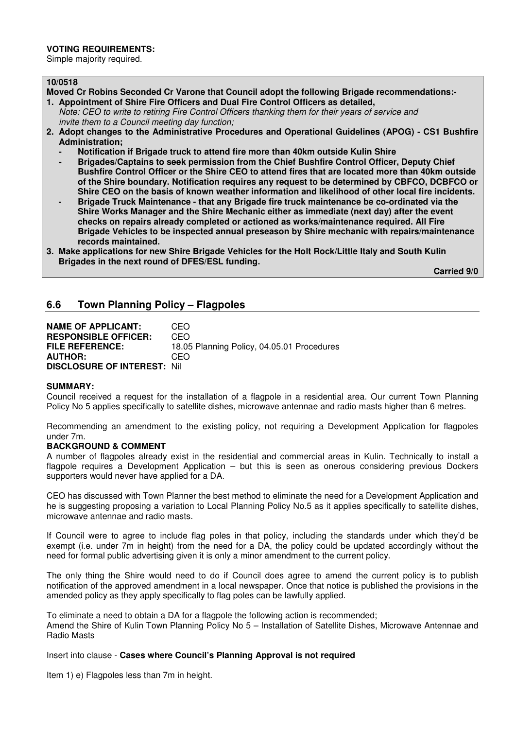**VOTING REQUIREMENTS:**
Simple majority required.

**10/0518**
**Moved Cr Robins Seconded Cr Varone that Council adopt the following Brigade recommendations:-**

1. **Appointment of Shire Fire Officers and Dual Fire Control Officers as detailed,**
   *Note: CEO to write to retiring Fire Control Officers thanking them for their years of service and invite them to a Council meeting day function;*
2. **Adopt changes to the Administrative Procedures and Operational Guidelines (APOG) - CS1 Bushfire Administration;**
   - **Notification if Brigade truck to attend fire more than 40km outside Kulin Shire**
   - **Brigades/Captains to seek permission from the Chief Bushfire Control Officer, Deputy Chief Bushfire Control Officer or the Shire CEO to attend fires that are located more than 40km outside of the Shire boundary. Notification requires any request to be determined by CBFCO, DCBFCO or Shire CEO on the basis of known weather information and likelihood of other local fire incidents.**
   - **Brigade Truck Maintenance - that any Brigade fire truck maintenance be co-ordinated via the Shire Works Manager and the Shire Mechanic either as immediate (next day) after the event checks on repairs already completed or actioned as works/maintenance required. All Fire Brigade Vehicles to be inspected annual preseason by Shire mechanic with repairs/maintenance records maintained.**
3. **Make applications for new Shire Brigade Vehicles for the Holt Rock/Little Italy and South Kulin Brigades in the next round of DFES/ESL funding.**

**Carried 9/0**

## 6.6 Town Planning Policy – Flagpoles

**NAME OF APPLICANT:** CEO
**RESPONSIBLE OFFICER:** CEO
**FILE REFERENCE:** 18.05 Planning Policy, 04.05.01 Procedures
**AUTHOR:** CEO
**DISCLOSURE OF INTEREST:** Nil

**SUMMARY:**
Council received a request for the installation of a flagpole in a residential area. Our current Town Planning Policy No 5 applies specifically to satellite dishes, microwave antennae and radio masts higher than 6 metres.

Recommending an amendment to the existing policy, not requiring a Development Application for flagpoles under 7m.

**BACKGROUND & COMMENT**
A number of flagpoles already exist in the residential and commercial areas in Kulin. Technically to install a flagpole requires a Development Application – but this is seen as onerous considering previous Dockers supporters would never have applied for a DA.

CEO has discussed with Town Planner the best method to eliminate the need for a Development Application and he is suggesting proposing a variation to Local Planning Policy No.5 as it applies specifically to satellite dishes, microwave antennae and radio masts.

If Council were to agree to include flag poles in that policy, including the standards under which they'd be exempt (i.e. under 7m in height) from the need for a DA, the policy could be updated accordingly without the need for formal public advertising given it is only a minor amendment to the current policy.

The only thing the Shire would need to do if Council does agree to amend the current policy is to publish notification of the approved amendment in a local newspaper. Once that notice is published the provisions in the amended policy as they apply specifically to flag poles can be lawfully applied.

To eliminate a need to obtain a DA for a flagpole the following action is recommended;
Amend the Shire of Kulin Town Planning Policy No 5 – Installation of Satellite Dishes, Microwave Antennae and Radio Masts

Insert into clause - **Cases where Council's Planning Approval is not required**

Item 1) e) Flagpoles less than 7m in height.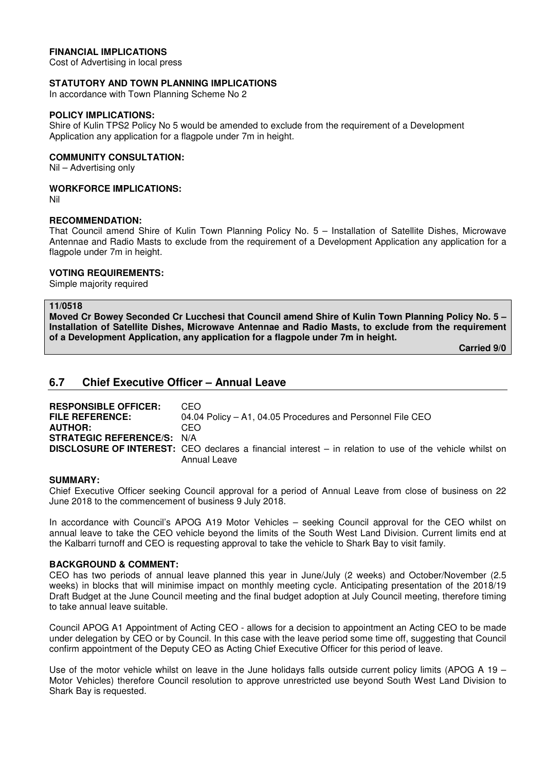**FINANCIAL IMPLICATIONS**
Cost of Advertising in local press

**STATUTORY AND TOWN PLANNING IMPLICATIONS**
In accordance with Town Planning Scheme No 2

**POLICY IMPLICATIONS:**
Shire of Kulin TPS2 Policy No 5 would be amended to exclude from the requirement of a Development Application any application for a flagpole under 7m in height.

**COMMUNITY CONSULTATION:**
Nil – Advertising only

**WORKFORCE IMPLICATIONS:**
Nil

**RECOMMENDATION:**
That Council amend Shire of Kulin Town Planning Policy No. 5 – Installation of Satellite Dishes, Microwave Antennae and Radio Masts to exclude from the requirement of a Development Application any application for a flagpole under 7m in height.

**VOTING REQUIREMENTS:**
Simple majority required

**11/0518**
**Moved Cr Bowey Seconded Cr Lucchesi that Council amend Shire of Kulin Town Planning Policy No. 5 – Installation of Satellite Dishes, Microwave Antennae and Radio Masts, to exclude from the requirement of a Development Application, any application for a flagpole under 7m in height.**

**Carried 9/0**

## 6.7 Chief Executive Officer – Annual Leave

**RESPONSIBLE OFFICER:** CEO
**FILE REFERENCE:** 04.04 Policy – A1, 04.05 Procedures and Personnel File CEO
**AUTHOR:** CEO
**STRATEGIC REFERENCE/S:** N/A
**DISCLOSURE OF INTEREST:** CEO declares a financial interest – in relation to use of the vehicle whilst on Annual Leave

**SUMMARY:**
Chief Executive Officer seeking Council approval for a period of Annual Leave from close of business on 22 June 2018 to the commencement of business 9 July 2018.

In accordance with Council's APOG A19 Motor Vehicles – seeking Council approval for the CEO whilst on annual leave to take the CEO vehicle beyond the limits of the South West Land Division. Current limits end at the Kalbarri turnoff and CEO is requesting approval to take the vehicle to Shark Bay to visit family.

**BACKGROUND & COMMENT:**
CEO has two periods of annual leave planned this year in June/July (2 weeks) and October/November (2.5 weeks) in blocks that will minimise impact on monthly meeting cycle. Anticipating presentation of the 2018/19 Draft Budget at the June Council meeting and the final budget adoption at July Council meeting, therefore timing to take annual leave suitable.

Council APOG A1 Appointment of Acting CEO - allows for a decision to appointment an Acting CEO to be made under delegation by CEO or by Council. In this case with the leave period some time off, suggesting that Council confirm appointment of the Deputy CEO as Acting Chief Executive Officer for this period of leave.

Use of the motor vehicle whilst on leave in the June holidays falls outside current policy limits (APOG A 19 – Motor Vehicles) therefore Council resolution to approve unrestricted use beyond South West Land Division to Shark Bay is requested.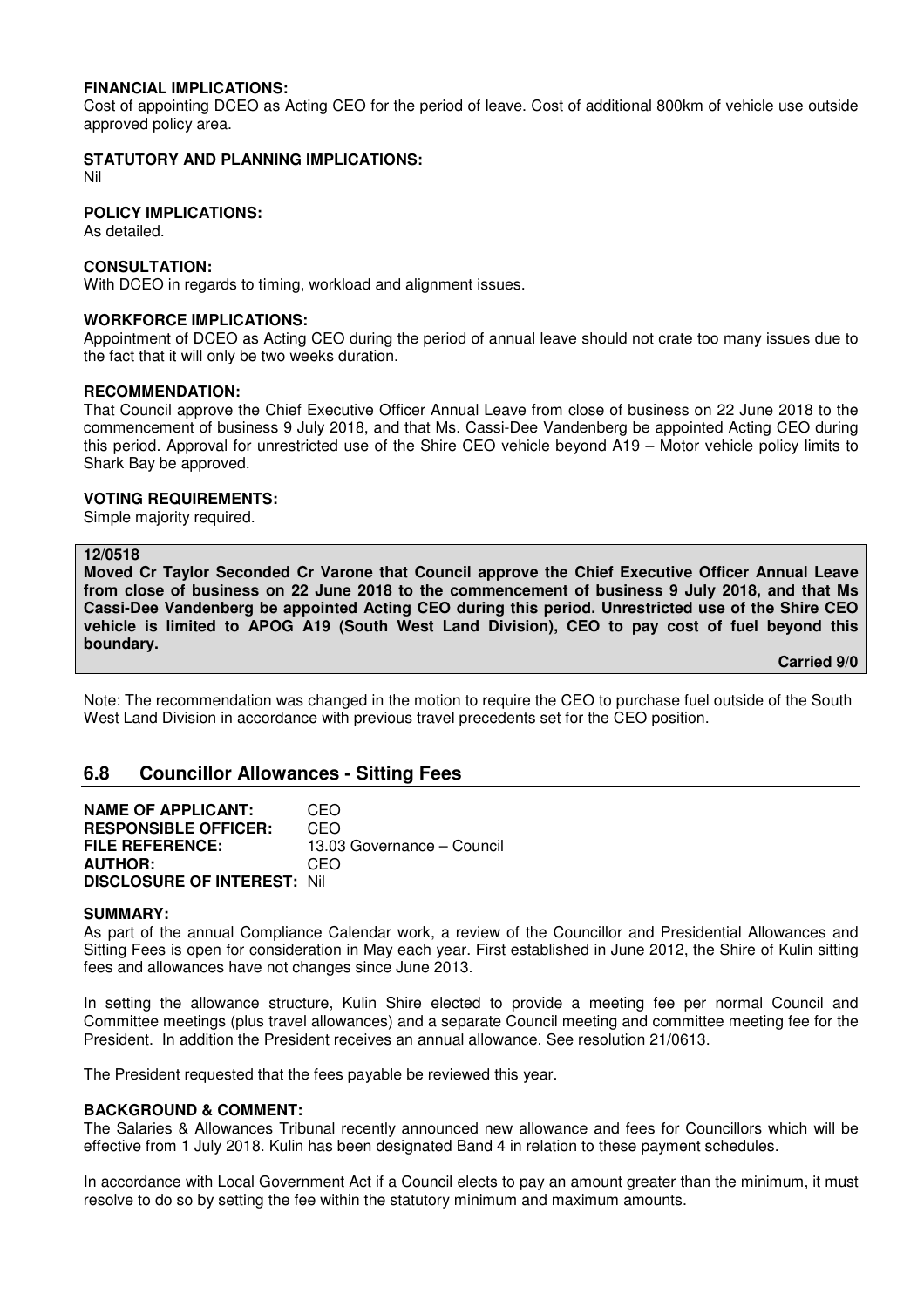**FINANCIAL IMPLICATIONS:**
Cost of appointing DCEO as Acting CEO for the period of leave. Cost of additional 800km of vehicle use outside approved policy area.

**STATUTORY AND PLANNING IMPLICATIONS:**
Nil

**POLICY IMPLICATIONS:**
As detailed.

**CONSULTATION:**
With DCEO in regards to timing, workload and alignment issues.

**WORKFORCE IMPLICATIONS:**
Appointment of DCEO as Acting CEO during the period of annual leave should not crate too many issues due to the fact that it will only be two weeks duration.

**RECOMMENDATION:**
That Council approve the Chief Executive Officer Annual Leave from close of business on 22 June 2018 to the commencement of business 9 July 2018, and that Ms. Cassi-Dee Vandenberg be appointed Acting CEO during this period. Approval for unrestricted use of the Shire CEO vehicle beyond A19 – Motor vehicle policy limits to Shark Bay be approved.

**VOTING REQUIREMENTS:**
Simple majority required.

**12/0518**
**Moved Cr Taylor Seconded Cr Varone that Council approve the Chief Executive Officer Annual Leave from close of business on 22 June 2018 to the commencement of business 9 July 2018, and that Ms Cassi-Dee Vandenberg be appointed Acting CEO during this period. Unrestricted use of the Shire CEO vehicle is limited to APOG A19 (South West Land Division), CEO to pay cost of fuel beyond this boundary.**

**Carried 9/0**

Note: The recommendation was changed in the motion to require the CEO to purchase fuel outside of the South West Land Division in accordance with previous travel precedents set for the CEO position.

## 6.8 Councillor Allowances - Sitting Fees

**NAME OF APPLICANT:** CEO
**RESPONSIBLE OFFICER:** CEO
**FILE REFERENCE:** 13.03 Governance – Council
**AUTHOR:** CEO
**DISCLOSURE OF INTEREST:** Nil

**SUMMARY:**
As part of the annual Compliance Calendar work, a review of the Councillor and Presidential Allowances and Sitting Fees is open for consideration in May each year. First established in June 2012, the Shire of Kulin sitting fees and allowances have not changes since June 2013.

In setting the allowance structure, Kulin Shire elected to provide a meeting fee per normal Council and Committee meetings (plus travel allowances) and a separate Council meeting and committee meeting fee for the President. In addition the President receives an annual allowance. See resolution 21/0613.

The President requested that the fees payable be reviewed this year.

**BACKGROUND & COMMENT:**
The Salaries & Allowances Tribunal recently announced new allowance and fees for Councillors which will be effective from 1 July 2018. Kulin has been designated Band 4 in relation to these payment schedules.

In accordance with Local Government Act if a Council elects to pay an amount greater than the minimum, it must resolve to do so by setting the fee within the statutory minimum and maximum amounts.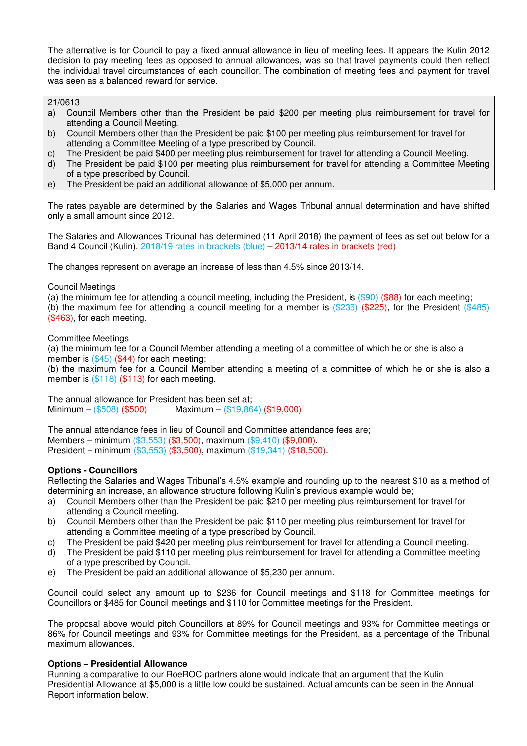The alternative is for Council to pay a fixed annual allowance in lieu of meeting fees. It appears the Kulin 2012 decision to pay meeting fees as opposed to annual allowances, was so that travel payments could then reflect the individual travel circumstances of each councillor. The combination of meeting fees and payment for travel was seen as a balanced reward for service.

21/0613

a) Council Members other than the President be paid $200 per meeting plus reimbursement for travel for attending a Council Meeting.
b) Council Members other than the President be paid $100 per meeting plus reimbursement for travel for attending a Committee Meeting of a type prescribed by Council.
c) The President be paid $400 per meeting plus reimbursement for travel for attending a Council Meeting.
d) The President be paid $100 per meeting plus reimbursement for travel for attending a Committee Meeting of a type prescribed by Council.
e) The President be paid an additional allowance of $5,000 per annum.

The rates payable are determined by the Salaries and Wages Tribunal annual determination and have shifted only a small amount since 2012.

The Salaries and Allowances Tribunal has determined (11 April 2018) the payment of fees as set out below for a Band 4 Council (Kulin). 2018/19 rates in brackets (blue) – 2013/14 rates in brackets (red)

The changes represent on average an increase of less than 4.5% since 2013/14.

Council Meetings
(a) the minimum fee for attending a council meeting, including the President, is ($90) ($88) for each meeting;
(b) the maximum fee for attending a council meeting for a member is ($236) ($225), for the President ($485) ($463), for each meeting.

Committee Meetings
(a) the minimum fee for a Council Member attending a meeting of a committee of which he or she is also a member is ($45) ($44) for each meeting;
(b) the maximum fee for a Council Member attending a meeting of a committee of which he or she is also a member is ($118) ($113) for each meeting.

The annual allowance for President has been set at;
Minimum – ($508) ($500) Maximum – ($19,864) ($19,000)

The annual attendance fees in lieu of Council and Committee attendance fees are;
Members – minimum ($3,553) ($3,500), maximum ($9,410) ($9,000).
President – minimum ($3,553) ($3,500), maximum ($19,341) ($18,500).

**Options - Councillors**
Reflecting the Salaries and Wages Tribunal's 4.5% example and rounding up to the nearest $10 as a method of determining an increase, an allowance structure following Kulin's previous example would be;

a) Council Members other than the President be paid $210 per meeting plus reimbursement for travel for attending a Council meeting.
b) Council Members other than the President be paid $110 per meeting plus reimbursement for travel for attending a Committee meeting of a type prescribed by Council.
c) The President be paid $420 per meeting plus reimbursement for travel for attending a Council meeting.
d) The President be paid $110 per meeting plus reimbursement for travel for attending a Committee meeting of a type prescribed by Council.
e) The President be paid an additional allowance of $5,230 per annum.

Council could select any amount up to $236 for Council meetings and $118 for Committee meetings for Councillors or $485 for Council meetings and $110 for Committee meetings for the President.

The proposal above would pitch Councillors at 89% for Council meetings and 93% for Committee meetings or 86% for Council meetings and 93% for Committee meetings for the President, as a percentage of the Tribunal maximum allowances.

**Options – Presidential Allowance**
Running a comparative to our RoeROC partners alone would indicate that an argument that the Kulin Presidential Allowance at $5,000 is a little low could be sustained. Actual amounts can be seen in the Annual Report information below.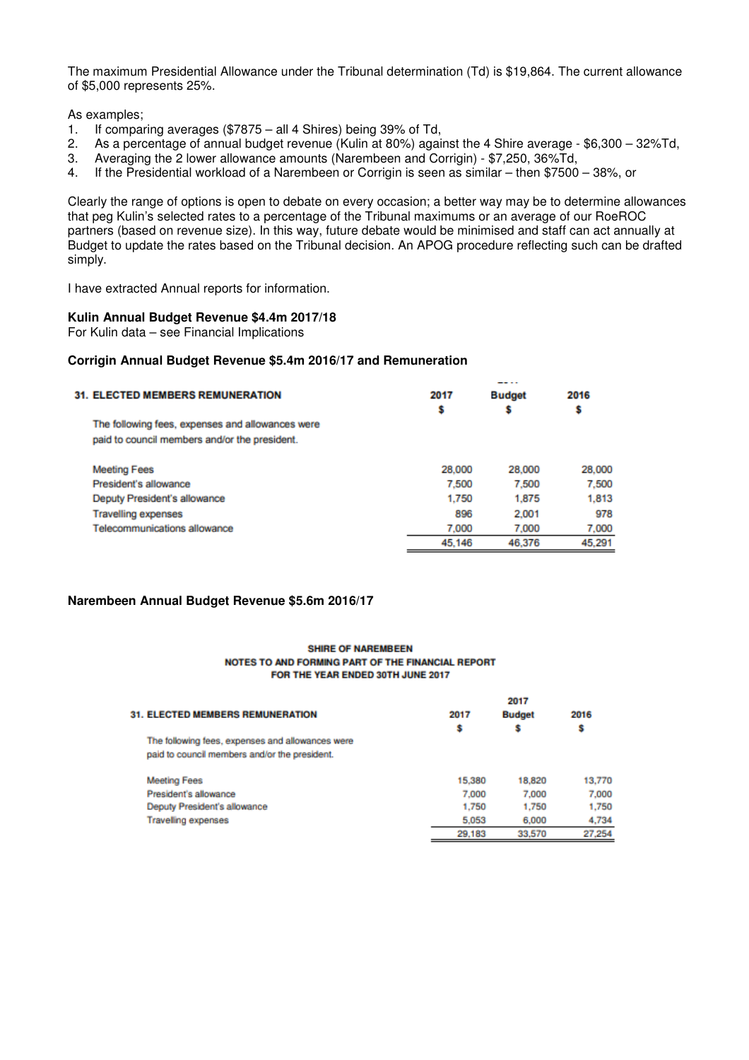The maximum Presidential Allowance under the Tribunal determination (Td) is $19,864. The current allowance of $5,000 represents 25%.

As examples;

1. If comparing averages ($7875 – all 4 Shires) being 39% of Td,
2. As a percentage of annual budget revenue (Kulin at 80%) against the 4 Shire average - $6,300 – 32%Td,
3. Averaging the 2 lower allowance amounts (Narembeen and Corrigin) - $7,250, 36%Td,
4. If the Presidential workload of a Narembeen or Corrigin is seen as similar – then $7500 – 38%, or

Clearly the range of options is open to debate on every occasion; a better way may be to determine allowances that peg Kulin's selected rates to a percentage of the Tribunal maximums or an average of our RoeROC partners (based on revenue size). In this way, future debate would be minimised and staff can act annually at Budget to update the rates based on the Tribunal decision. An APOG procedure reflecting such can be drafted simply.

I have extracted Annual reports for information.

**Kulin Annual Budget Revenue $4.4m 2017/18**
For Kulin data – see Financial Implications

**Corrigin Annual Budget Revenue $5.4m 2016/17 and Remuneration**

| 31. ELECTED MEMBERS REMUNERATION | 2017<br>$ | Budget<br>$ | 2016<br>$ |
|---|---|---|---|
| The following fees, expenses and allowances were paid to council members and/or the president. | | | |
| Meeting Fees | 28,000 | 28,000 | 28,000 |
| President's allowance | 7,500 | 7,500 | 7,500 |
| Deputy President's allowance | 1,750 | 1,875 | 1,813 |
| Travelling expenses | 896 | 2,001 | 978 |
| Telecommunications allowance | 7,000 | 7,000 | 7,000 |
| | 45,146 | 46,376 | 45,291 |

**Narembeen Annual Budget Revenue $5.6m 2016/17**

**SHIRE OF NAREMBEEN**
**NOTES TO AND FORMING PART OF THE FINANCIAL REPORT**
**FOR THE YEAR ENDED 30TH JUNE 2017**

| 31. ELECTED MEMBERS REMUNERATION | 2017<br>$ | 2017<br>Budget<br>$ | 2016<br>$ |
|---|---|---|---|
| The following fees, expenses and allowances were paid to council members and/or the president. | | | |
| Meeting Fees | 15,380 | 18,820 | 13,770 |
| President's allowance | 7,000 | 7,000 | 7,000 |
| Deputy President's allowance | 1,750 | 1,750 | 1,750 |
| Travelling expenses | 5,053 | 6,000 | 4,734 |
| | 29,183 | 33,570 | 27,254 |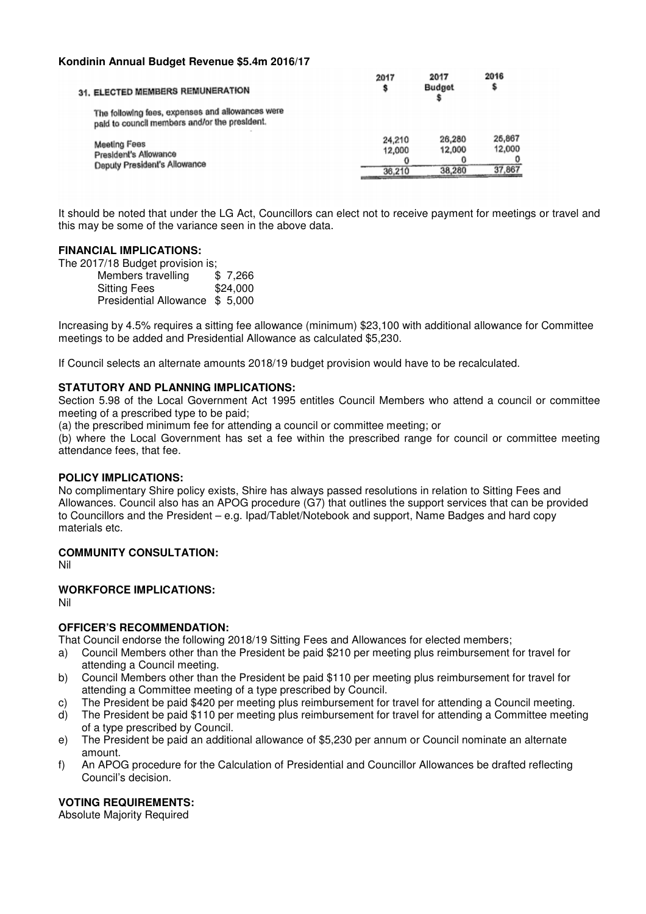**Kondinin Annual Budget Revenue $5.4m 2016/17**

| 31. ELECTED MEMBERS REMUNERATION | 2017 $ | 2017 Budget $ | 2016 $ |
|---|---|---|---|
| The following fees, expenses and allowances were paid to council members and/or the president. | | | |
| Meeting Fees | 24,210 | 26,280 | 25,867 |
| President's Allowance | 12,000 | 12,000 | 12,000 |
| Deputy President's Allowance | 0 | 0 | 0 |
| | 36,210 | 38,280 | 37,867 |

It should be noted that under the LG Act, Councillors can elect not to receive payment for meetings or travel and this may be some of the variance seen in the above data.

**FINANCIAL IMPLICATIONS:**

The 2017/18 Budget provision is;

| | |
|---|---|
| Members travelling | $ 7,266 |
| Sitting Fees | $24,000 |
| Presidential Allowance | $ 5,000 |

Increasing by 4.5% requires a sitting fee allowance (minimum) $23,100 with additional allowance for Committee meetings to be added and Presidential Allowance as calculated $5,230.

If Council selects an alternate amounts 2018/19 budget provision would have to be recalculated.

**STATUTORY AND PLANNING IMPLICATIONS:**

Section 5.98 of the Local Government Act 1995 entitles Council Members who attend a council or committee meeting of a prescribed type to be paid;

(a) the prescribed minimum fee for attending a council or committee meeting; or

(b) where the Local Government has set a fee within the prescribed range for council or committee meeting attendance fees, that fee.

**POLICY IMPLICATIONS:**

No complimentary Shire policy exists, Shire has always passed resolutions in relation to Sitting Fees and Allowances. Council also has an APOG procedure (G7) that outlines the support services that can be provided to Councillors and the President – e.g. Ipad/Tablet/Notebook and support, Name Badges and hard copy materials etc.

**COMMUNITY CONSULTATION:**

Nil

**WORKFORCE IMPLICATIONS:**

Nil

**OFFICER'S RECOMMENDATION:**

That Council endorse the following 2018/19 Sitting Fees and Allowances for elected members;

a) Council Members other than the President be paid $210 per meeting plus reimbursement for travel for attending a Council meeting.
b) Council Members other than the President be paid $110 per meeting plus reimbursement for travel for attending a Committee meeting of a type prescribed by Council.
c) The President be paid $420 per meeting plus reimbursement for travel for attending a Council meeting.
d) The President be paid $110 per meeting plus reimbursement for travel for attending a Committee meeting of a type prescribed by Council.
e) The President be paid an additional allowance of $5,230 per annum or Council nominate an alternate amount.
f) An APOG procedure for the Calculation of Presidential and Councillor Allowances be drafted reflecting Council's decision.

**VOTING REQUIREMENTS:**

Absolute Majority Required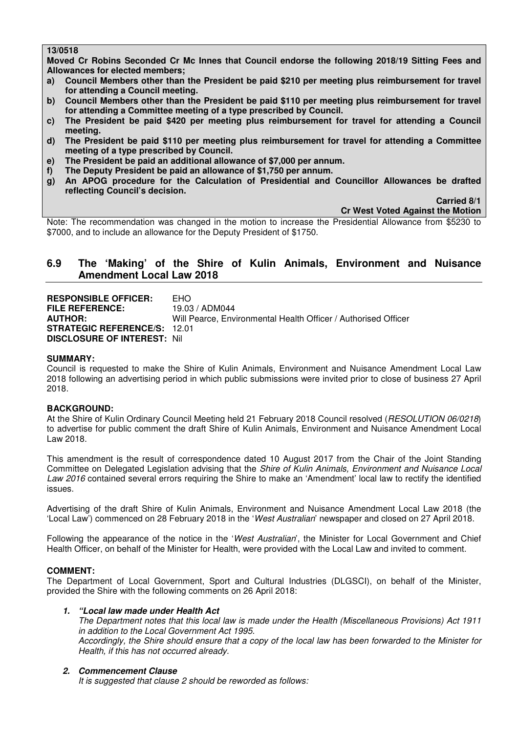**13/0518**

**Moved Cr Robins Seconded Cr Mc Innes that Council endorse the following 2018/19 Sitting Fees and Allowances for elected members;**

**a) Council Members other than the President be paid $210 per meeting plus reimbursement for travel for attending a Council meeting.**

**b) Council Members other than the President be paid $110 per meeting plus reimbursement for travel for attending a Committee meeting of a type prescribed by Council.**

**c) The President be paid $420 per meeting plus reimbursement for travel for attending a Council meeting.**

**d) The President be paid $110 per meeting plus reimbursement for travel for attending a Committee meeting of a type prescribed by Council.**

**e) The President be paid an additional allowance of $7,000 per annum.**

**f) The Deputy President be paid an allowance of $1,750 per annum.**

**g) An APOG procedure for the Calculation of Presidential and Councillor Allowances be drafted reflecting Council's decision.**

**Carried 8/1**

**Cr West Voted Against the Motion**

Note: The recommendation was changed in the motion to increase the Presidential Allowance from $5230 to $7000, and to include an allowance for the Deputy President of $1750.

## 6.9 The 'Making' of the Shire of Kulin Animals, Environment and Nuisance Amendment Local Law 2018

**RESPONSIBLE OFFICER:** EHO
**FILE REFERENCE:** 19.03 / ADM044
**AUTHOR:** Will Pearce, Environmental Health Officer / Authorised Officer
**STRATEGIC REFERENCE/S:** 12.01
**DISCLOSURE OF INTEREST:** Nil

**SUMMARY:**

Council is requested to make the Shire of Kulin Animals, Environment and Nuisance Amendment Local Law 2018 following an advertising period in which public submissions were invited prior to close of business 27 April 2018.

**BACKGROUND:**

At the Shire of Kulin Ordinary Council Meeting held 21 February 2018 Council resolved (*RESOLUTION 06/0218*) to advertise for public comment the draft Shire of Kulin Animals, Environment and Nuisance Amendment Local Law 2018.

This amendment is the result of correspondence dated 10 August 2017 from the Chair of the Joint Standing Committee on Delegated Legislation advising that the *Shire of Kulin Animals, Environment and Nuisance Local Law 2016* contained several errors requiring the Shire to make an 'Amendment' local law to rectify the identified issues.

Advertising of the draft Shire of Kulin Animals, Environment and Nuisance Amendment Local Law 2018 (the 'Local Law') commenced on 28 February 2018 in the '*West Australian*' newspaper and closed on 27 April 2018.

Following the appearance of the notice in the '*West Australian*', the Minister for Local Government and Chief Health Officer, on behalf of the Minister for Health, were provided with the Local Law and invited to comment.

**COMMENT:**

The Department of Local Government, Sport and Cultural Industries (DLGSCI), on behalf of the Minister, provided the Shire with the following comments on 26 April 2018:

1. ***"Local law made under Health Act***

   *The Department notes that this local law is made under the Health (Miscellaneous Provisions) Act 1911 in addition to the Local Government Act 1995.*

   *Accordingly, the Shire should ensure that a copy of the local law has been forwarded to the Minister for Health, if this has not occurred already.*

2. ***Commencement Clause***

   *It is suggested that clause 2 should be reworded as follows:*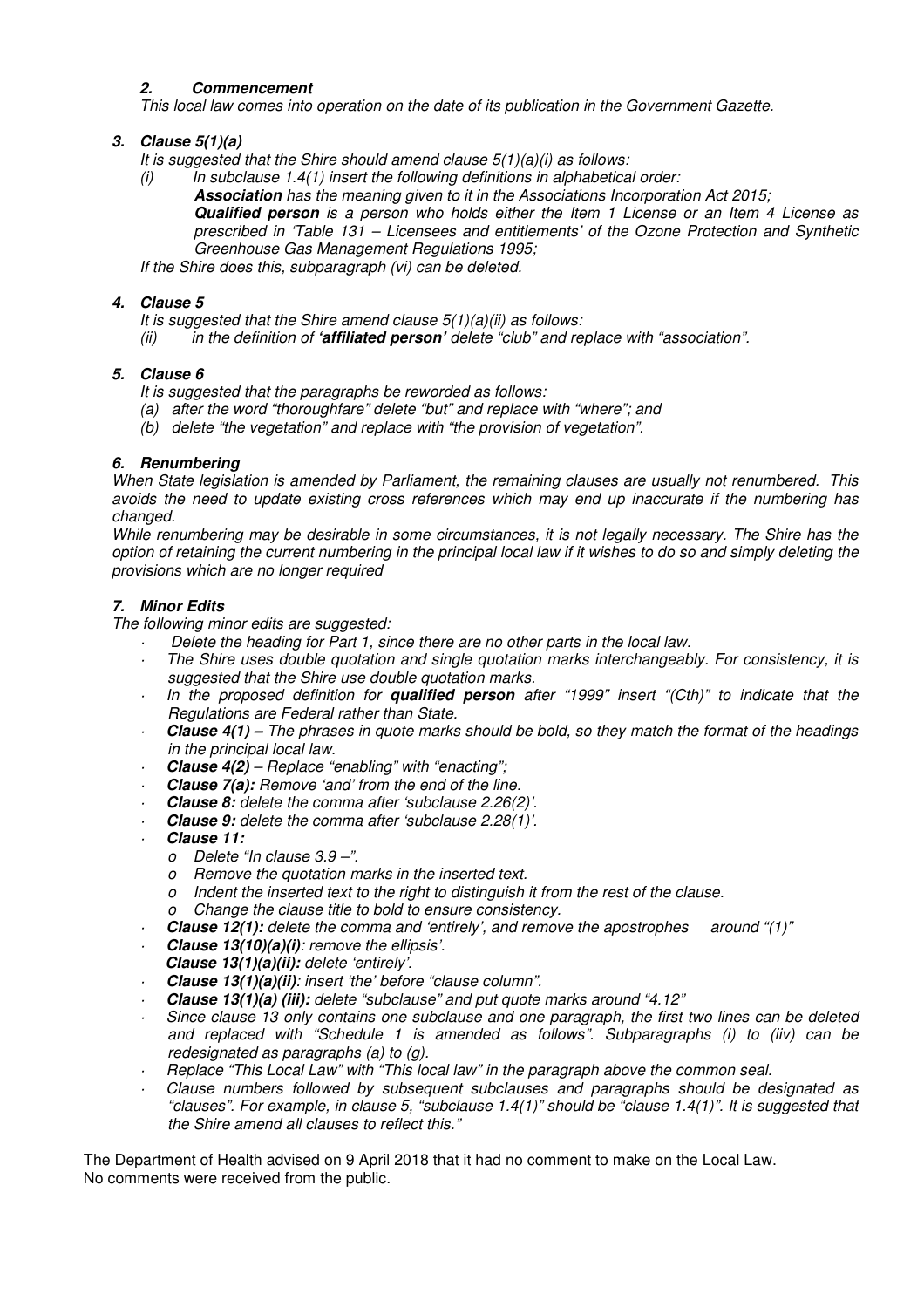***2. Commencement***

*This local law comes into operation on the date of its publication in the Government Gazette.*

***3. Clause 5(1)(a)***

*It is suggested that the Shire should amend clause 5(1)(a)(i) as follows:*

*(i) In subclause 1.4(1) insert the following definitions in alphabetical order:*

***Association** has the meaning given to it in the Associations Incorporation Act 2015;*

***Qualified person** is a person who holds either the Item 1 License or an Item 4 License as prescribed in 'Table 131 – Licensees and entitlements' of the Ozone Protection and Synthetic Greenhouse Gas Management Regulations 1995;*

*If the Shire does this, subparagraph (vi) can be deleted.*

***4. Clause 5***

*It is suggested that the Shire amend clause 5(1)(a)(ii) as follows:*

*(ii) in the definition of **'affiliated person'** delete "club" and replace with "association".*

***5. Clause 6***

*It is suggested that the paragraphs be reworded as follows:*

*(a) after the word "thoroughfare" delete "but" and replace with "where"; and*

*(b) delete "the vegetation" and replace with "the provision of vegetation".*

***6. Renumbering***

*When State legislation is amended by Parliament, the remaining clauses are usually not renumbered. This avoids the need to update existing cross references which may end up inaccurate if the numbering has changed.*

*While renumbering may be desirable in some circumstances, it is not legally necessary. The Shire has the option of retaining the current numbering in the principal local law if it wishes to do so and simply deleting the provisions which are no longer required*

***7. Minor Edits***

*The following minor edits are suggested:*

- *Delete the heading for Part 1, since there are no other parts in the local law.*
- *The Shire uses double quotation and single quotation marks interchangeably. For consistency, it is suggested that the Shire use double quotation marks.*
- *In the proposed definition for **qualified person** after "1999" insert "(Cth)" to indicate that the Regulations are Federal rather than State.*
- ***Clause 4(1) –** The phrases in quote marks should be bold, so they match the format of the headings in the principal local law.*
- ***Clause 4(2)** – Replace "enabling" with "enacting";*
- ***Clause 7(a):** Remove 'and' from the end of the line.*
- ***Clause 8:** delete the comma after 'subclause 2.26(2)'.*
- ***Clause 9:** delete the comma after 'subclause 2.28(1)'.*
- ***Clause 11:***
  - *Delete "In clause 3.9 –".*
  - *Remove the quotation marks in the inserted text.*
  - *Indent the inserted text to the right to distinguish it from the rest of the clause.*
  - *Change the clause title to bold to ensure consistency.*
- ***Clause 12(1):** delete the comma and 'entirely', and remove the apostrophes around "(1)"*
- ***Clause 13(10)(a)(i)**: remove the ellipsis'.*

  ***Clause 13(1)(a)(ii):** delete 'entirely'.*
- ***Clause 13(1)(a)(ii)**: insert 'the' before "clause column".*
- ***Clause 13(1)(a) (iii):** delete "subclause" and put quote marks around "4.12"*
- *Since clause 13 only contains one subclause and one paragraph, the first two lines can be deleted and replaced with "Schedule 1 is amended as follows". Subparagraphs (i) to (iiv) can be redesignated as paragraphs (a) to (g).*
- *Replace "This Local Law" with "This local law" in the paragraph above the common seal.*
- *Clause numbers followed by subsequent subclauses and paragraphs should be designated as "clauses". For example, in clause 5, "subclause 1.4(1)" should be "clause 1.4(1)". It is suggested that the Shire amend all clauses to reflect this."*

The Department of Health advised on 9 April 2018 that it had no comment to make on the Local Law.
No comments were received from the public.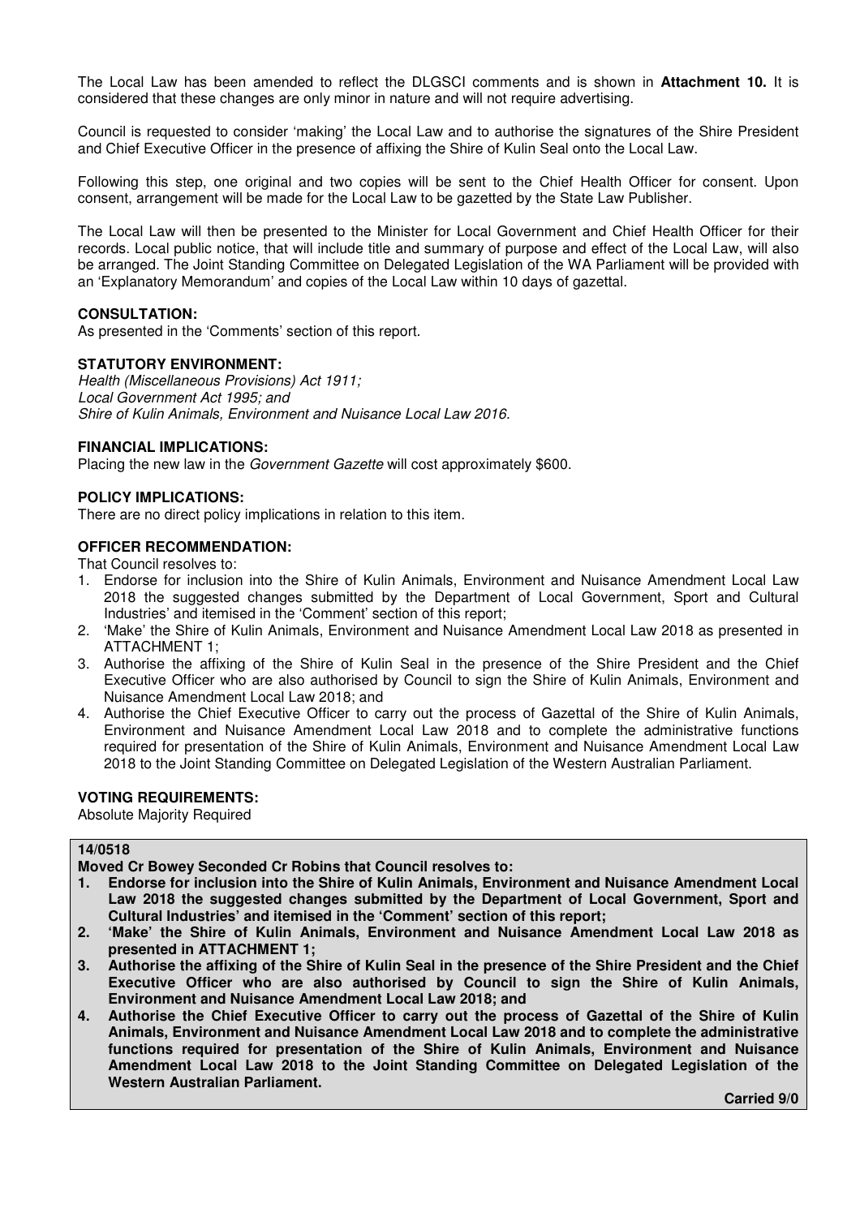The Local Law has been amended to reflect the DLGSCI comments and is shown in **Attachment 10.** It is considered that these changes are only minor in nature and will not require advertising.

Council is requested to consider 'making' the Local Law and to authorise the signatures of the Shire President and Chief Executive Officer in the presence of affixing the Shire of Kulin Seal onto the Local Law.

Following this step, one original and two copies will be sent to the Chief Health Officer for consent. Upon consent, arrangement will be made for the Local Law to be gazetted by the State Law Publisher.

The Local Law will then be presented to the Minister for Local Government and Chief Health Officer for their records. Local public notice, that will include title and summary of purpose and effect of the Local Law, will also be arranged. The Joint Standing Committee on Delegated Legislation of the WA Parliament will be provided with an 'Explanatory Memorandum' and copies of the Local Law within 10 days of gazettal.

**CONSULTATION:**
As presented in the 'Comments' section of this report.

**STATUTORY ENVIRONMENT:**
*Health (Miscellaneous Provisions) Act 1911;*
*Local Government Act 1995; and*
*Shire of Kulin Animals, Environment and Nuisance Local Law 2016.*

**FINANCIAL IMPLICATIONS:**
Placing the new law in the *Government Gazette* will cost approximately $600.

**POLICY IMPLICATIONS:**
There are no direct policy implications in relation to this item.

**OFFICER RECOMMENDATION:**
That Council resolves to:

1. Endorse for inclusion into the Shire of Kulin Animals, Environment and Nuisance Amendment Local Law 2018 the suggested changes submitted by the Department of Local Government, Sport and Cultural Industries' and itemised in the 'Comment' section of this report;
2. 'Make' the Shire of Kulin Animals, Environment and Nuisance Amendment Local Law 2018 as presented in ATTACHMENT 1;
3. Authorise the affixing of the Shire of Kulin Seal in the presence of the Shire President and the Chief Executive Officer who are also authorised by Council to sign the Shire of Kulin Animals, Environment and Nuisance Amendment Local Law 2018; and
4. Authorise the Chief Executive Officer to carry out the process of Gazettal of the Shire of Kulin Animals, Environment and Nuisance Amendment Local Law 2018 and to complete the administrative functions required for presentation of the Shire of Kulin Animals, Environment and Nuisance Amendment Local Law 2018 to the Joint Standing Committee on Delegated Legislation of the Western Australian Parliament.

**VOTING REQUIREMENTS:**
Absolute Majority Required

**14/0518**

**Moved Cr Bowey Seconded Cr Robins that Council resolves to:**

1. **Endorse for inclusion into the Shire of Kulin Animals, Environment and Nuisance Amendment Local Law 2018 the suggested changes submitted by the Department of Local Government, Sport and Cultural Industries' and itemised in the 'Comment' section of this report;**
2. **'Make' the Shire of Kulin Animals, Environment and Nuisance Amendment Local Law 2018 as presented in ATTACHMENT 1;**
3. **Authorise the affixing of the Shire of Kulin Seal in the presence of the Shire President and the Chief Executive Officer who are also authorised by Council to sign the Shire of Kulin Animals, Environment and Nuisance Amendment Local Law 2018; and**
4. **Authorise the Chief Executive Officer to carry out the process of Gazettal of the Shire of Kulin Animals, Environment and Nuisance Amendment Local Law 2018 and to complete the administrative functions required for presentation of the Shire of Kulin Animals, Environment and Nuisance Amendment Local Law 2018 to the Joint Standing Committee on Delegated Legislation of the Western Australian Parliament.**

**Carried 9/0**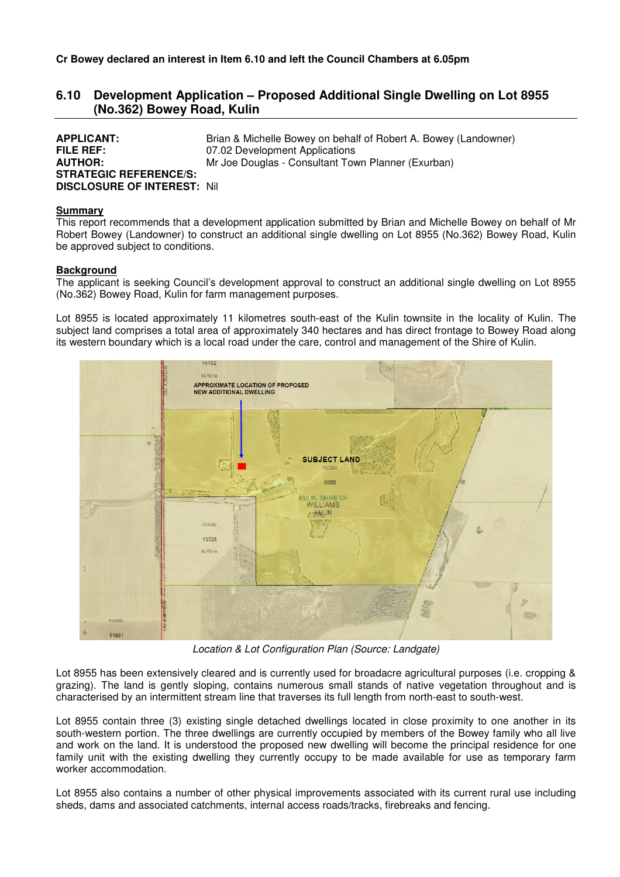**Cr Bowey declared an interest in Item 6.10 and left the Council Chambers at 6.05pm**

## 6.10 Development Application – Proposed Additional Single Dwelling on Lot 8955 (No.362) Bowey Road, Kulin

**APPLICANT:** Brian & Michelle Bowey on behalf of Robert A. Bowey (Landowner)
**FILE REF:** 07.02 Development Applications
**AUTHOR:** Mr Joe Douglas - Consultant Town Planner (Exurban)
**STRATEGIC REFERENCE/S:**
**DISCLOSURE OF INTEREST:** Nil

**Summary**

This report recommends that a development application submitted by Brian and Michelle Bowey on behalf of Mr Robert Bowey (Landowner) to construct an additional single dwelling on Lot 8955 (No.362) Bowey Road, Kulin be approved subject to conditions.

**Background**

The applicant is seeking Council's development approval to construct an additional single dwelling on Lot 8955 (No.362) Bowey Road, Kulin for farm management purposes.

Lot 8955 is located approximately 11 kilometres south-east of the Kulin townsite in the locality of Kulin. The subject land comprises a total area of approximately 340 hectares and has direct frontage to Bowey Road along its western boundary which is a local road under the care, control and management of the Shire of Kulin.

*Location & Lot Configuration Plan (Source: Landgate)*

Lot 8955 has been extensively cleared and is currently used for broadacre agricultural purposes (i.e. cropping & grazing). The land is gently sloping, contains numerous small stands of native vegetation throughout and is characterised by an intermittent stream line that traverses its full length from north-east to south-west.

Lot 8955 contain three (3) existing single detached dwellings located in close proximity to one another in its south-western portion. The three dwellings are currently occupied by members of the Bowey family who all live and work on the land. It is understood the proposed new dwelling will become the principal residence for one family unit with the existing dwelling they currently occupy to be made available for use as temporary farm worker accommodation.

Lot 8955 also contains a number of other physical improvements associated with its current rural use including sheds, dams and associated catchments, internal access roads/tracks, firebreaks and fencing.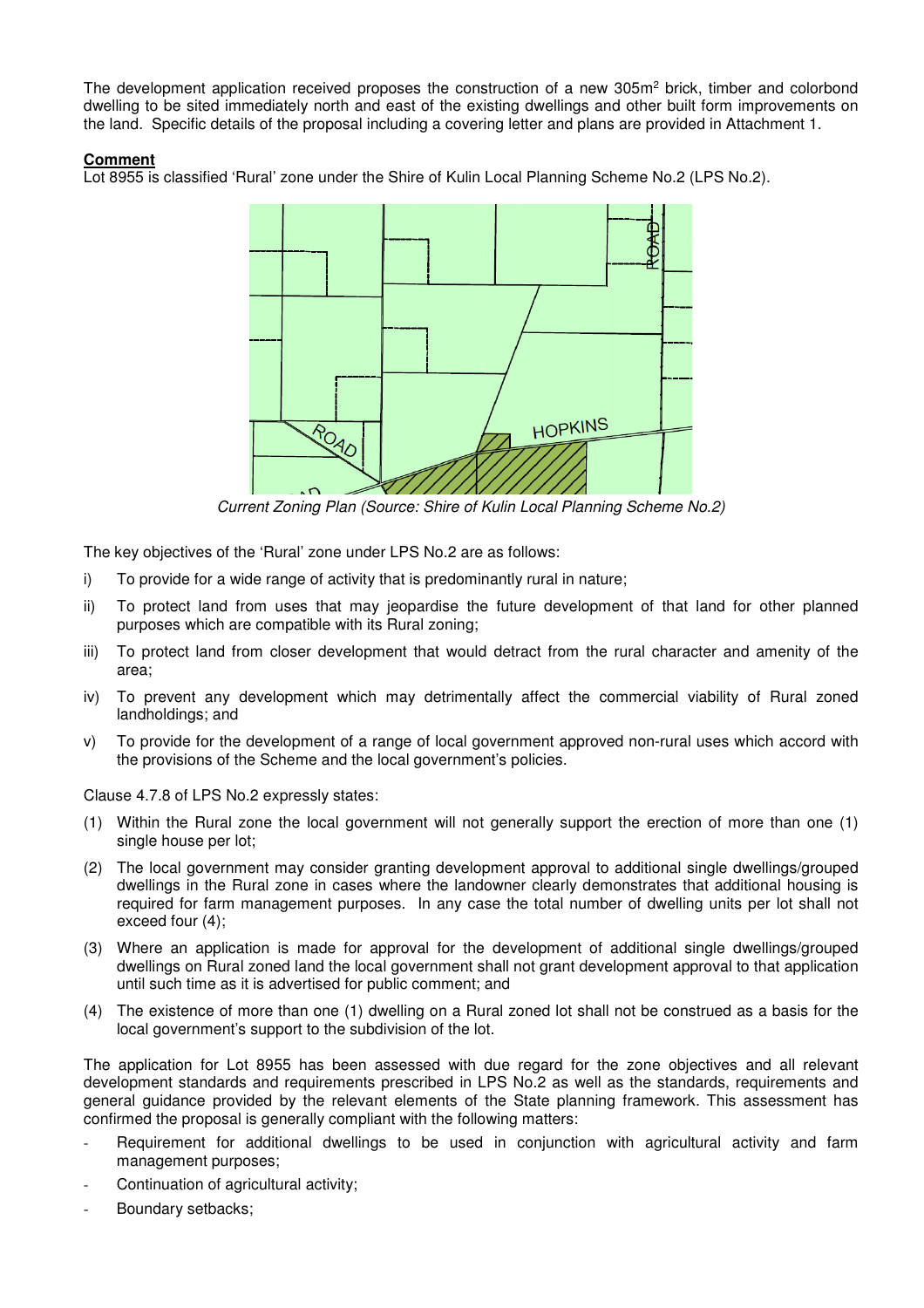The development application received proposes the construction of a new 305m$^2$ brick, timber and colorbond dwelling to be sited immediately north and east of the existing dwellings and other built form improvements on the land. Specific details of the proposal including a covering letter and plans are provided in Attachment 1.

**Comment**

Lot 8955 is classified 'Rural' zone under the Shire of Kulin Local Planning Scheme No.2 (LPS No.2).

*Current Zoning Plan (Source: Shire of Kulin Local Planning Scheme No.2)*

The key objectives of the 'Rural' zone under LPS No.2 are as follows:

i) To provide for a wide range of activity that is predominantly rural in nature;

ii) To protect land from uses that may jeopardise the future development of that land for other planned purposes which are compatible with its Rural zoning;

iii) To protect land from closer development that would detract from the rural character and amenity of the area;

iv) To prevent any development which may detrimentally affect the commercial viability of Rural zoned landholdings; and

v) To provide for the development of a range of local government approved non-rural uses which accord with the provisions of the Scheme and the local government's policies.

Clause 4.7.8 of LPS No.2 expressly states:

(1) Within the Rural zone the local government will not generally support the erection of more than one (1) single house per lot;

(2) The local government may consider granting development approval to additional single dwellings/grouped dwellings in the Rural zone in cases where the landowner clearly demonstrates that additional housing is required for farm management purposes. In any case the total number of dwelling units per lot shall not exceed four (4);

(3) Where an application is made for approval for the development of additional single dwellings/grouped dwellings on Rural zoned land the local government shall not grant development approval to that application until such time as it is advertised for public comment; and

(4) The existence of more than one (1) dwelling on a Rural zoned lot shall not be construed as a basis for the local government's support to the subdivision of the lot.

The application for Lot 8955 has been assessed with due regard for the zone objectives and all relevant development standards and requirements prescribed in LPS No.2 as well as the standards, requirements and general guidance provided by the relevant elements of the State planning framework. This assessment has confirmed the proposal is generally compliant with the following matters:

- Requirement for additional dwellings to be used in conjunction with agricultural activity and farm management purposes;
- Continuation of agricultural activity;
- Boundary setbacks;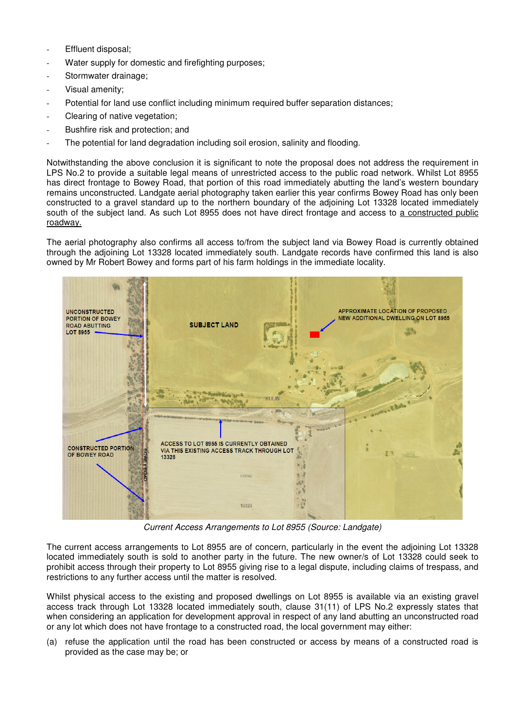- Effluent disposal;
- Water supply for domestic and firefighting purposes;
- Stormwater drainage;
- Visual amenity;
- Potential for land use conflict including minimum required buffer separation distances;
- Clearing of native vegetation;
- Bushfire risk and protection; and
- The potential for land degradation including soil erosion, salinity and flooding.

Notwithstanding the above conclusion it is significant to note the proposal does not address the requirement in LPS No.2 to provide a suitable legal means of unrestricted access to the public road network. Whilst Lot 8955 has direct frontage to Bowey Road, that portion of this road immediately abutting the land's western boundary remains unconstructed. Landgate aerial photography taken earlier this year confirms Bowey Road has only been constructed to a gravel standard up to the northern boundary of the adjoining Lot 13328 located immediately south of the subject land. As such Lot 8955 does not have direct frontage and access to <u>a constructed public roadway.</u>

The aerial photography also confirms all access to/from the subject land via Bowey Road is currently obtained through the adjoining Lot 13328 located immediately south. Landgate records have confirmed this land is also owned by Mr Robert Bowey and forms part of his farm holdings in the immediate locality.

*Current Access Arrangements to Lot 8955 (Source: Landgate)*

The current access arrangements to Lot 8955 are of concern, particularly in the event the adjoining Lot 13328 located immediately south is sold to another party in the future. The new owner/s of Lot 13328 could seek to prohibit access through their property to Lot 8955 giving rise to a legal dispute, including claims of trespass, and restrictions to any further access until the matter is resolved.

Whilst physical access to the existing and proposed dwellings on Lot 8955 is available via an existing gravel access track through Lot 13328 located immediately south, clause 31(11) of LPS No.2 expressly states that when considering an application for development approval in respect of any land abutting an unconstructed road or any lot which does not have frontage to a constructed road, the local government may either:

(a) refuse the application until the road has been constructed or access by means of a constructed road is provided as the case may be; or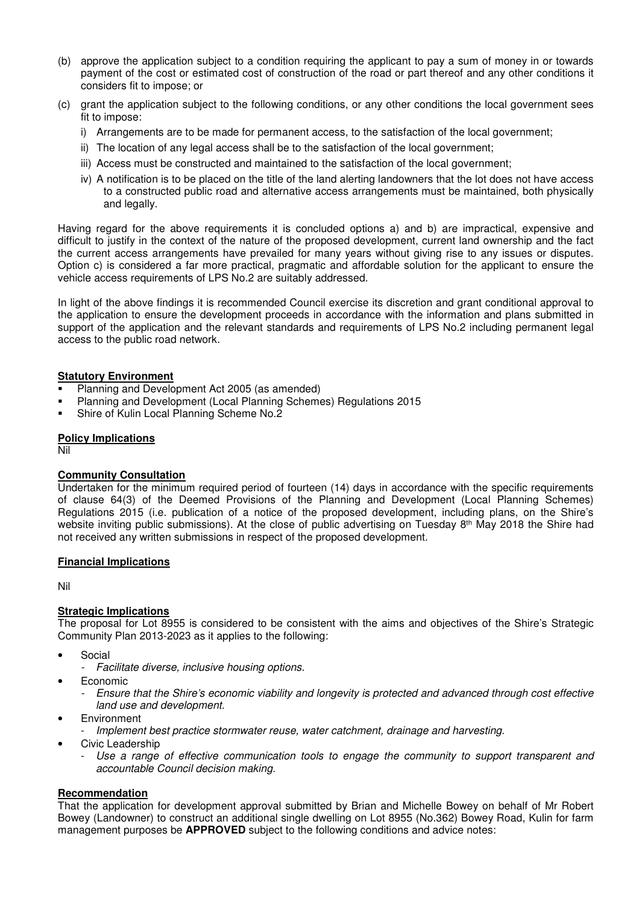(b) approve the application subject to a condition requiring the applicant to pay a sum of money in or towards payment of the cost or estimated cost of construction of the road or part thereof and any other conditions it considers fit to impose; or

(c) grant the application subject to the following conditions, or any other conditions the local government sees fit to impose:

   i) Arrangements are to be made for permanent access, to the satisfaction of the local government;

   ii) The location of any legal access shall be to the satisfaction of the local government;

   iii) Access must be constructed and maintained to the satisfaction of the local government;

   iv) A notification is to be placed on the title of the land alerting landowners that the lot does not have access to a constructed public road and alternative access arrangements must be maintained, both physically and legally.

Having regard for the above requirements it is concluded options a) and b) are impractical, expensive and difficult to justify in the context of the nature of the proposed development, current land ownership and the fact the current access arrangements have prevailed for many years without giving rise to any issues or disputes. Option c) is considered a far more practical, pragmatic and affordable solution for the applicant to ensure the vehicle access requirements of LPS No.2 are suitably addressed.

In light of the above findings it is recommended Council exercise its discretion and grant conditional approval to the application to ensure the development proceeds in accordance with the information and plans submitted in support of the application and the relevant standards and requirements of LPS No.2 including permanent legal access to the public road network.

**Statutory Environment**

- Planning and Development Act 2005 (as amended)
- Planning and Development (Local Planning Schemes) Regulations 2015
- Shire of Kulin Local Planning Scheme No.2

**Policy Implications**

Nil

**Community Consultation**

Undertaken for the minimum required period of fourteen (14) days in accordance with the specific requirements of clause 64(3) of the Deemed Provisions of the Planning and Development (Local Planning Schemes) Regulations 2015 (i.e. publication of a notice of the proposed development, including plans, on the Shire's website inviting public submissions). At the close of public advertising on Tuesday 8th May 2018 the Shire had not received any written submissions in respect of the proposed development.

**Financial Implications**

Nil

**Strategic Implications**

The proposal for Lot 8955 is considered to be consistent with the aims and objectives of the Shire's Strategic Community Plan 2013-2023 as it applies to the following:

- Social
  - *Facilitate diverse, inclusive housing options.*
- Economic
  - *Ensure that the Shire's economic viability and longevity is protected and advanced through cost effective land use and development.*
- Environment
  - *Implement best practice stormwater reuse, water catchment, drainage and harvesting.*
- Civic Leadership
  - *Use a range of effective communication tools to engage the community to support transparent and accountable Council decision making.*

**Recommendation**

That the application for development approval submitted by Brian and Michelle Bowey on behalf of Mr Robert Bowey (Landowner) to construct an additional single dwelling on Lot 8955 (No.362) Bowey Road, Kulin for farm management purposes be **APPROVED** subject to the following conditions and advice notes: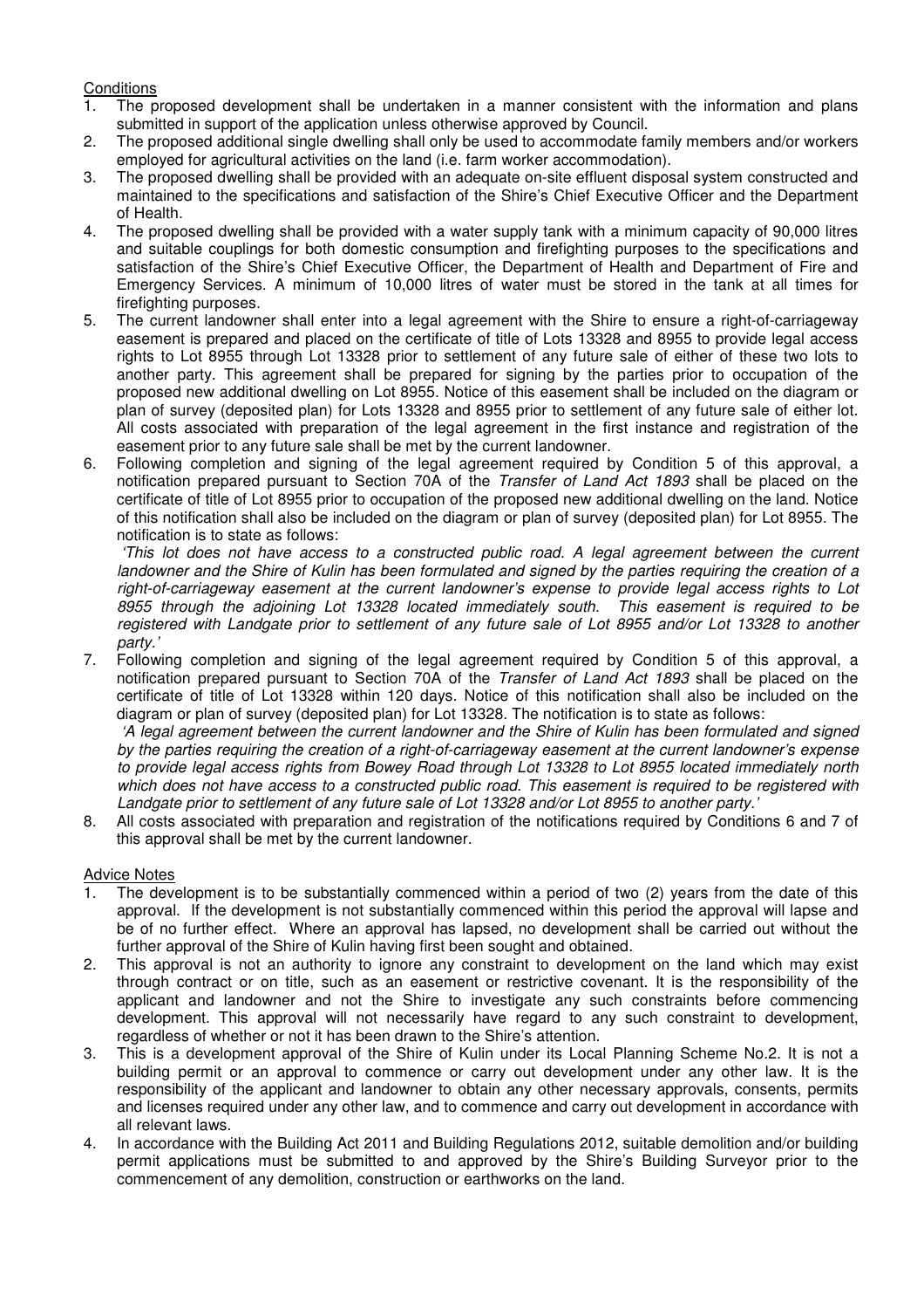Conditions

1. The proposed development shall be undertaken in a manner consistent with the information and plans submitted in support of the application unless otherwise approved by Council.
2. The proposed additional single dwelling shall only be used to accommodate family members and/or workers employed for agricultural activities on the land (i.e. farm worker accommodation).
3. The proposed dwelling shall be provided with an adequate on-site effluent disposal system constructed and maintained to the specifications and satisfaction of the Shire's Chief Executive Officer and the Department of Health.
4. The proposed dwelling shall be provided with a water supply tank with a minimum capacity of 90,000 litres and suitable couplings for both domestic consumption and firefighting purposes to the specifications and satisfaction of the Shire's Chief Executive Officer, the Department of Health and Department of Fire and Emergency Services. A minimum of 10,000 litres of water must be stored in the tank at all times for firefighting purposes.
5. The current landowner shall enter into a legal agreement with the Shire to ensure a right-of-carriageway easement is prepared and placed on the certificate of title of Lots 13328 and 8955 to provide legal access rights to Lot 8955 through Lot 13328 prior to settlement of any future sale of either of these two lots to another party. This agreement shall be prepared for signing by the parties prior to occupation of the proposed new additional dwelling on Lot 8955. Notice of this easement shall be included on the diagram or plan of survey (deposited plan) for Lots 13328 and 8955 prior to settlement of any future sale of either lot. All costs associated with preparation of the legal agreement in the first instance and registration of the easement prior to any future sale shall be met by the current landowner.
6. Following completion and signing of the legal agreement required by Condition 5 of this approval, a notification prepared pursuant to Section 70A of the *Transfer of Land Act 1893* shall be placed on the certificate of title of Lot 8955 prior to occupation of the proposed new additional dwelling on the land. Notice of this notification shall also be included on the diagram or plan of survey (deposited plan) for Lot 8955. The notification is to state as follows:

   *'This lot does not have access to a constructed public road. A legal agreement between the current landowner and the Shire of Kulin has been formulated and signed by the parties requiring the creation of a right-of-carriageway easement at the current landowner's expense to provide legal access rights to Lot 8955 through the adjoining Lot 13328 located immediately south. This easement is required to be registered with Landgate prior to settlement of any future sale of Lot 8955 and/or Lot 13328 to another party.'*
7. Following completion and signing of the legal agreement required by Condition 5 of this approval, a notification prepared pursuant to Section 70A of the *Transfer of Land Act 1893* shall be placed on the certificate of title of Lot 13328 within 120 days. Notice of this notification shall also be included on the diagram or plan of survey (deposited plan) for Lot 13328. The notification is to state as follows:

   *'A legal agreement between the current landowner and the Shire of Kulin has been formulated and signed by the parties requiring the creation of a right-of-carriageway easement at the current landowner's expense to provide legal access rights from Bowey Road through Lot 13328 to Lot 8955 located immediately north which does not have access to a constructed public road. This easement is required to be registered with Landgate prior to settlement of any future sale of Lot 13328 and/or Lot 8955 to another party.'*
8. All costs associated with preparation and registration of the notifications required by Conditions 6 and 7 of this approval shall be met by the current landowner.

Advice Notes

1. The development is to be substantially commenced within a period of two (2) years from the date of this approval. If the development is not substantially commenced within this period the approval will lapse and be of no further effect. Where an approval has lapsed, no development shall be carried out without the further approval of the Shire of Kulin having first been sought and obtained.
2. This approval is not an authority to ignore any constraint to development on the land which may exist through contract or on title, such as an easement or restrictive covenant. It is the responsibility of the applicant and landowner and not the Shire to investigate any such constraints before commencing development. This approval will not necessarily have regard to any such constraint to development, regardless of whether or not it has been drawn to the Shire's attention.
3. This is a development approval of the Shire of Kulin under its Local Planning Scheme No.2. It is not a building permit or an approval to commence or carry out development under any other law. It is the responsibility of the applicant and landowner to obtain any other necessary approvals, consents, permits and licenses required under any other law, and to commence and carry out development in accordance with all relevant laws.
4. In accordance with the Building Act 2011 and Building Regulations 2012, suitable demolition and/or building permit applications must be submitted to and approved by the Shire's Building Surveyor prior to the commencement of any demolition, construction or earthworks on the land.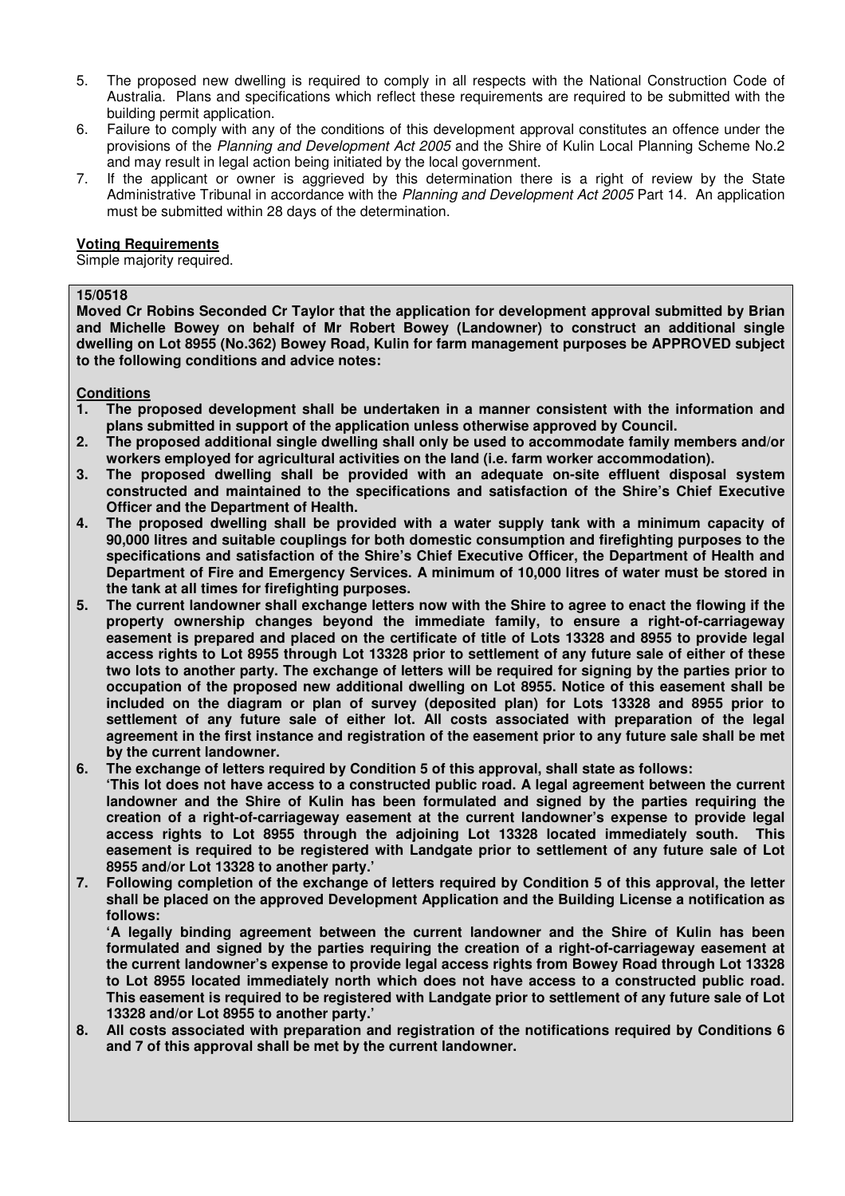5. The proposed new dwelling is required to comply in all respects with the National Construction Code of Australia. Plans and specifications which reflect these requirements are required to be submitted with the building permit application.
6. Failure to comply with any of the conditions of this development approval constitutes an offence under the provisions of the *Planning and Development Act 2005* and the Shire of Kulin Local Planning Scheme No.2 and may result in legal action being initiated by the local government.
7. If the applicant or owner is aggrieved by this determination there is a right of review by the State Administrative Tribunal in accordance with the *Planning and Development Act 2005* Part 14. An application must be submitted within 28 days of the determination.

**Voting Requirements**

Simple majority required.

**15/0518**

**Moved Cr Robins Seconded Cr Taylor that the application for development approval submitted by Brian and Michelle Bowey on behalf of Mr Robert Bowey (Landowner) to construct an additional single dwelling on Lot 8955 (No.362) Bowey Road, Kulin for farm management purposes be APPROVED subject to the following conditions and advice notes:**

**Conditions**

1. **The proposed development shall be undertaken in a manner consistent with the information and plans submitted in support of the application unless otherwise approved by Council.**
2. **The proposed additional single dwelling shall only be used to accommodate family members and/or workers employed for agricultural activities on the land (i.e. farm worker accommodation).**
3. **The proposed dwelling shall be provided with an adequate on-site effluent disposal system constructed and maintained to the specifications and satisfaction of the Shire's Chief Executive Officer and the Department of Health.**
4. **The proposed dwelling shall be provided with a water supply tank with a minimum capacity of 90,000 litres and suitable couplings for both domestic consumption and firefighting purposes to the specifications and satisfaction of the Shire's Chief Executive Officer, the Department of Health and Department of Fire and Emergency Services. A minimum of 10,000 litres of water must be stored in the tank at all times for firefighting purposes.**
5. **The current landowner shall exchange letters now with the Shire to agree to enact the flowing if the property ownership changes beyond the immediate family, to ensure a right-of-carriageway easement is prepared and placed on the certificate of title of Lots 13328 and 8955 to provide legal access rights to Lot 8955 through Lot 13328 prior to settlement of any future sale of either of these two lots to another party. The exchange of letters will be required for signing by the parties prior to occupation of the proposed new additional dwelling on Lot 8955. Notice of this easement shall be included on the diagram or plan of survey (deposited plan) for Lots 13328 and 8955 prior to settlement of any future sale of either lot. All costs associated with preparation of the legal agreement in the first instance and registration of the easement prior to any future sale shall be met by the current landowner.**
6. **The exchange of letters required by Condition 5 of this approval, shall state as follows:**
   **'This lot does not have access to a constructed public road. A legal agreement between the current landowner and the Shire of Kulin has been formulated and signed by the parties requiring the creation of a right-of-carriageway easement at the current landowner's expense to provide legal access rights to Lot 8955 through the adjoining Lot 13328 located immediately south. This easement is required to be registered with Landgate prior to settlement of any future sale of Lot 8955 and/or Lot 13328 to another party.'**
7. **Following completion of the exchange of letters required by Condition 5 of this approval, the letter shall be placed on the approved Development Application and the Building License a notification as follows:**
   **'A legally binding agreement between the current landowner and the Shire of Kulin has been formulated and signed by the parties requiring the creation of a right-of-carriageway easement at the current landowner's expense to provide legal access rights from Bowey Road through Lot 13328 to Lot 8955 located immediately north which does not have access to a constructed public road. This easement is required to be registered with Landgate prior to settlement of any future sale of Lot 13328 and/or Lot 8955 to another party.'**
8. **All costs associated with preparation and registration of the notifications required by Conditions 6 and 7 of this approval shall be met by the current landowner.**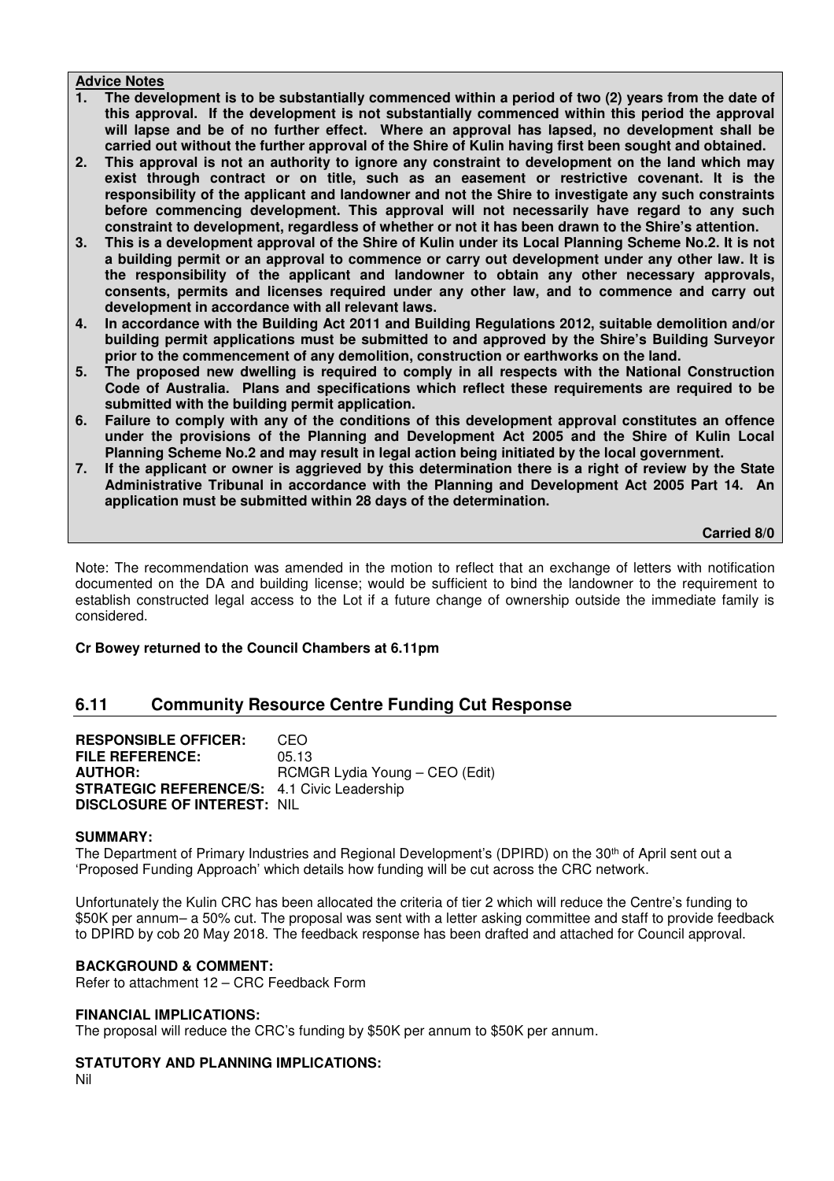**Advice Notes**

1. **The development is to be substantially commenced within a period of two (2) years from the date of this approval. If the development is not substantially commenced within this period the approval will lapse and be of no further effect. Where an approval has lapsed, no development shall be carried out without the further approval of the Shire of Kulin having first been sought and obtained.**
2. **This approval is not an authority to ignore any constraint to development on the land which may exist through contract or on title, such as an easement or restrictive covenant. It is the responsibility of the applicant and landowner and not the Shire to investigate any such constraints before commencing development. This approval will not necessarily have regard to any such constraint to development, regardless of whether or not it has been drawn to the Shire's attention.**
3. **This is a development approval of the Shire of Kulin under its Local Planning Scheme No.2. It is not a building permit or an approval to commence or carry out development under any other law. It is the responsibility of the applicant and landowner to obtain any other necessary approvals, consents, permits and licenses required under any other law, and to commence and carry out development in accordance with all relevant laws.**
4. **In accordance with the Building Act 2011 and Building Regulations 2012, suitable demolition and/or building permit applications must be submitted to and approved by the Shire's Building Surveyor prior to the commencement of any demolition, construction or earthworks on the land.**
5. **The proposed new dwelling is required to comply in all respects with the National Construction Code of Australia. Plans and specifications which reflect these requirements are required to be submitted with the building permit application.**
6. **Failure to comply with any of the conditions of this development approval constitutes an offence under the provisions of the Planning and Development Act 2005 and the Shire of Kulin Local Planning Scheme No.2 and may result in legal action being initiated by the local government.**
7. **If the applicant or owner is aggrieved by this determination there is a right of review by the State Administrative Tribunal in accordance with the Planning and Development Act 2005 Part 14. An application must be submitted within 28 days of the determination.**

**Carried 8/0**

Note: The recommendation was amended in the motion to reflect that an exchange of letters with notification documented on the DA and building license; would be sufficient to bind the landowner to the requirement to establish constructed legal access to the Lot if a future change of ownership outside the immediate family is considered.

**Cr Bowey returned to the Council Chambers at 6.11pm**

## 6.11 Community Resource Centre Funding Cut Response

**RESPONSIBLE OFFICER:** CEO
**FILE REFERENCE:** 05.13
**AUTHOR:** RCMGR Lydia Young – CEO (Edit)
**STRATEGIC REFERENCE/S:** 4.1 Civic Leadership
**DISCLOSURE OF INTEREST:** NIL

**SUMMARY:**

The Department of Primary Industries and Regional Development's (DPIRD) on the 30th of April sent out a 'Proposed Funding Approach' which details how funding will be cut across the CRC network.

Unfortunately the Kulin CRC has been allocated the criteria of tier 2 which will reduce the Centre's funding to \$50K per annum– a 50% cut. The proposal was sent with a letter asking committee and staff to provide feedback to DPIRD by cob 20 May 2018. The feedback response has been drafted and attached for Council approval.

**BACKGROUND & COMMENT:**

Refer to attachment 12 – CRC Feedback Form

**FINANCIAL IMPLICATIONS:**

The proposal will reduce the CRC's funding by \$50K per annum to \$50K per annum.

**STATUTORY AND PLANNING IMPLICATIONS:**

Nil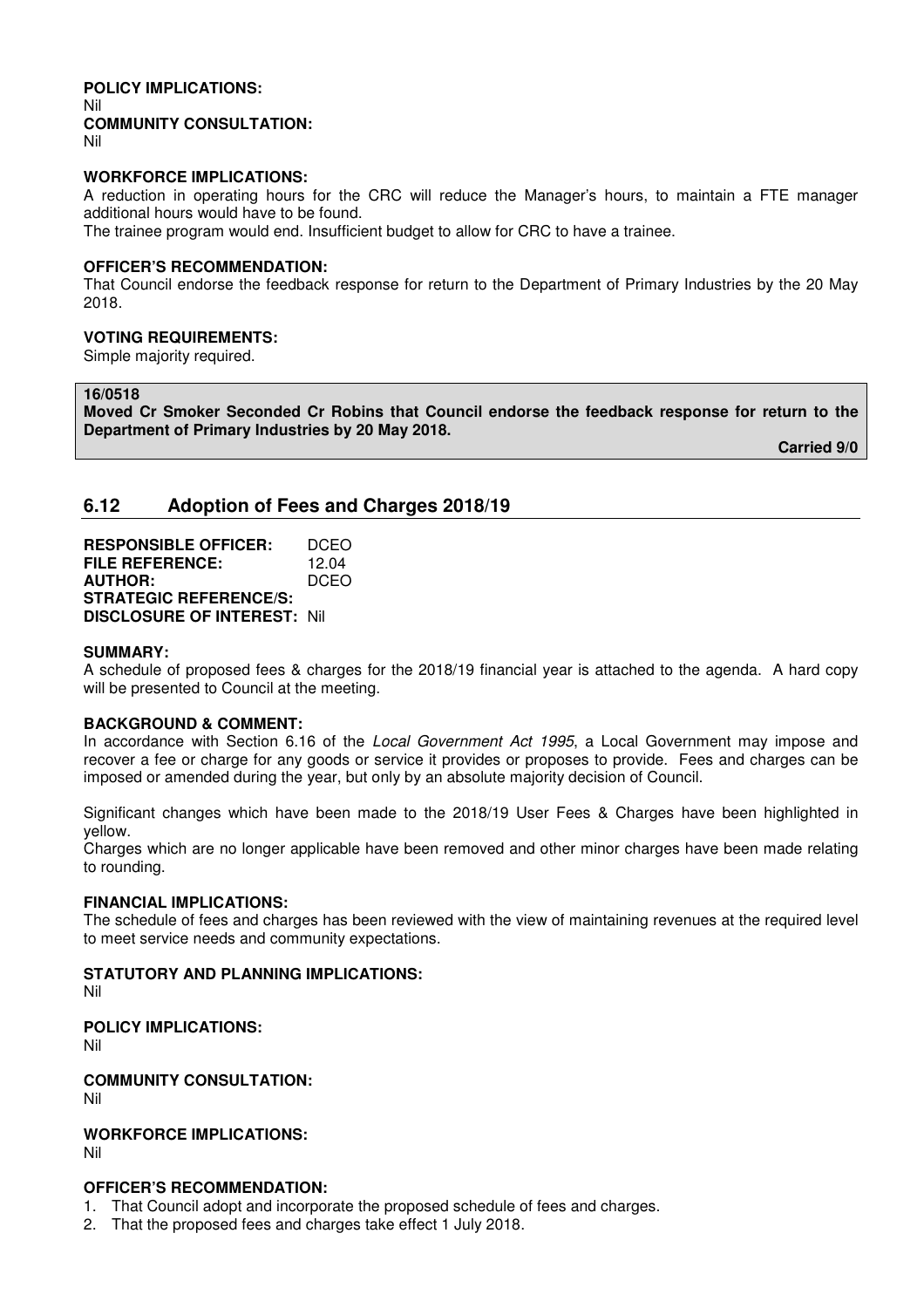**POLICY IMPLICATIONS:**
Nil

**COMMUNITY CONSULTATION:**
Nil

**WORKFORCE IMPLICATIONS:**
A reduction in operating hours for the CRC will reduce the Manager's hours, to maintain a FTE manager additional hours would have to be found.
The trainee program would end. Insufficient budget to allow for CRC to have a trainee.

**OFFICER'S RECOMMENDATION:**
That Council endorse the feedback response for return to the Department of Primary Industries by the 20 May 2018.

**VOTING REQUIREMENTS:**
Simple majority required.

**16/0518**
**Moved Cr Smoker Seconded Cr Robins that Council endorse the feedback response for return to the Department of Primary Industries by 20 May 2018.**

**Carried 9/0**

## 6.12 Adoption of Fees and Charges 2018/19

**RESPONSIBLE OFFICER:** DCEO
**FILE REFERENCE:** 12.04
**AUTHOR:** DCEO
**STRATEGIC REFERENCE/S:**
**DISCLOSURE OF INTEREST:** Nil

**SUMMARY:**
A schedule of proposed fees & charges for the 2018/19 financial year is attached to the agenda. A hard copy will be presented to Council at the meeting.

**BACKGROUND & COMMENT:**
In accordance with Section 6.16 of the *Local Government Act 1995*, a Local Government may impose and recover a fee or charge for any goods or service it provides or proposes to provide. Fees and charges can be imposed or amended during the year, but only by an absolute majority decision of Council.

Significant changes which have been made to the 2018/19 User Fees & Charges have been highlighted in yellow.
Charges which are no longer applicable have been removed and other minor charges have been made relating to rounding.

**FINANCIAL IMPLICATIONS:**
The schedule of fees and charges has been reviewed with the view of maintaining revenues at the required level to meet service needs and community expectations.

**STATUTORY AND PLANNING IMPLICATIONS:**
Nil

**POLICY IMPLICATIONS:**
Nil

**COMMUNITY CONSULTATION:**
Nil

**WORKFORCE IMPLICATIONS:**
Nil

**OFFICER'S RECOMMENDATION:**
1. That Council adopt and incorporate the proposed schedule of fees and charges.
2. That the proposed fees and charges take effect 1 July 2018.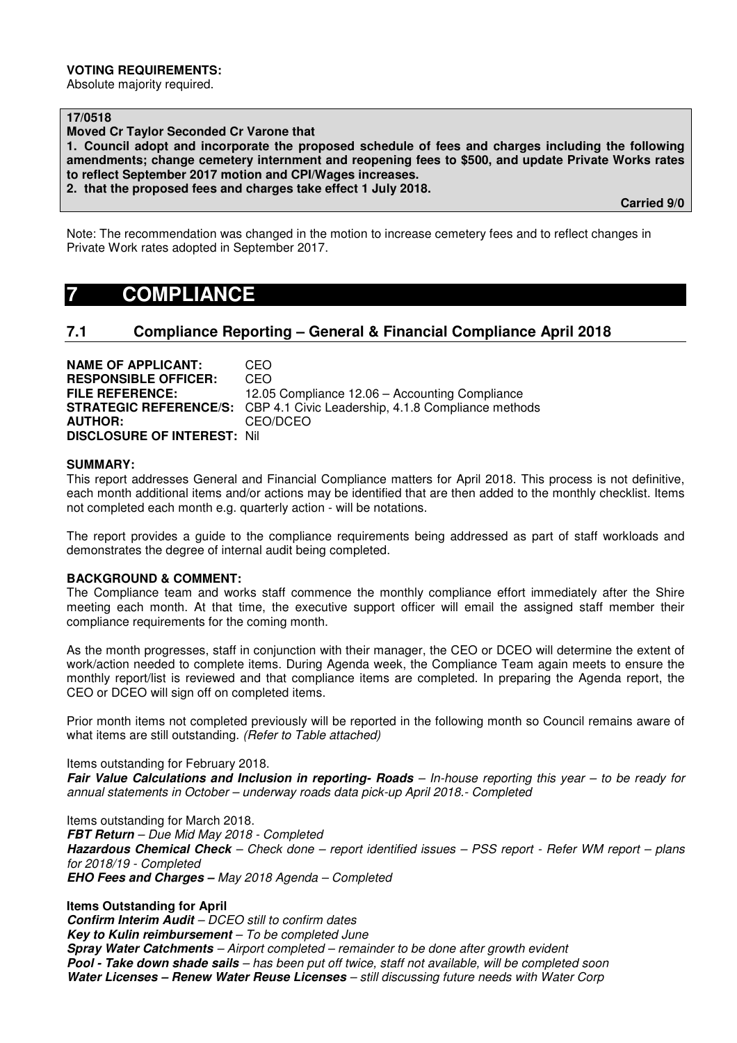**VOTING REQUIREMENTS:**
Absolute majority required.

**17/0518**
**Moved Cr Taylor Seconded Cr Varone that**
**1. Council adopt and incorporate the proposed schedule of fees and charges including the following amendments; change cemetery internment and reopening fees to $500, and update Private Works rates to reflect September 2017 motion and CPI/Wages increases.**
**2. that the proposed fees and charges take effect 1 July 2018.**

**Carried 9/0**

Note: The recommendation was changed in the motion to increase cemetery fees and to reflect changes in Private Work rates adopted in September 2017.

# 7 COMPLIANCE

## 7.1 Compliance Reporting – General & Financial Compliance April 2018

**NAME OF APPLICANT:** CEO
**RESPONSIBLE OFFICER:** CEO
**FILE REFERENCE:** 12.05 Compliance 12.06 – Accounting Compliance
**STRATEGIC REFERENCE/S:** CBP 4.1 Civic Leadership, 4.1.8 Compliance methods
**AUTHOR:** CEO/DCEO
**DISCLOSURE OF INTEREST:** Nil

**SUMMARY:**
This report addresses General and Financial Compliance matters for April 2018. This process is not definitive, each month additional items and/or actions may be identified that are then added to the monthly checklist. Items not completed each month e.g. quarterly action - will be notations.

The report provides a guide to the compliance requirements being addressed as part of staff workloads and demonstrates the degree of internal audit being completed.

**BACKGROUND & COMMENT:**
The Compliance team and works staff commence the monthly compliance effort immediately after the Shire meeting each month. At that time, the executive support officer will email the assigned staff member their compliance requirements for the coming month.

As the month progresses, staff in conjunction with their manager, the CEO or DCEO will determine the extent of work/action needed to complete items. During Agenda week, the Compliance Team again meets to ensure the monthly report/list is reviewed and that compliance items are completed. In preparing the Agenda report, the CEO or DCEO will sign off on completed items.

Prior month items not completed previously will be reported in the following month so Council remains aware of what items are still outstanding. *(Refer to Table attached)*

Items outstanding for February 2018.
***Fair Value Calculations and Inclusion in reporting- Roads*** *– In-house reporting this year – to be ready for annual statements in October – underway roads data pick-up April 2018.- Completed*

Items outstanding for March 2018.
***FBT Return*** *– Due Mid May 2018 - Completed*
***Hazardous Chemical Check*** *– Check done – report identified issues – PSS report - Refer WM report – plans for 2018/19 - Completed*
***EHO Fees and Charges –*** *May 2018 Agenda – Completed*

**Items Outstanding for April**
***Confirm Interim Audit*** *– DCEO still to confirm dates*
***Key to Kulin reimbursement*** *– To be completed June*
***Spray Water Catchments*** *– Airport completed – remainder to be done after growth evident*
***Pool - Take down shade sails*** *– has been put off twice, staff not available, will be completed soon*
***Water Licenses – Renew Water Reuse Licenses*** *– still discussing future needs with Water Corp*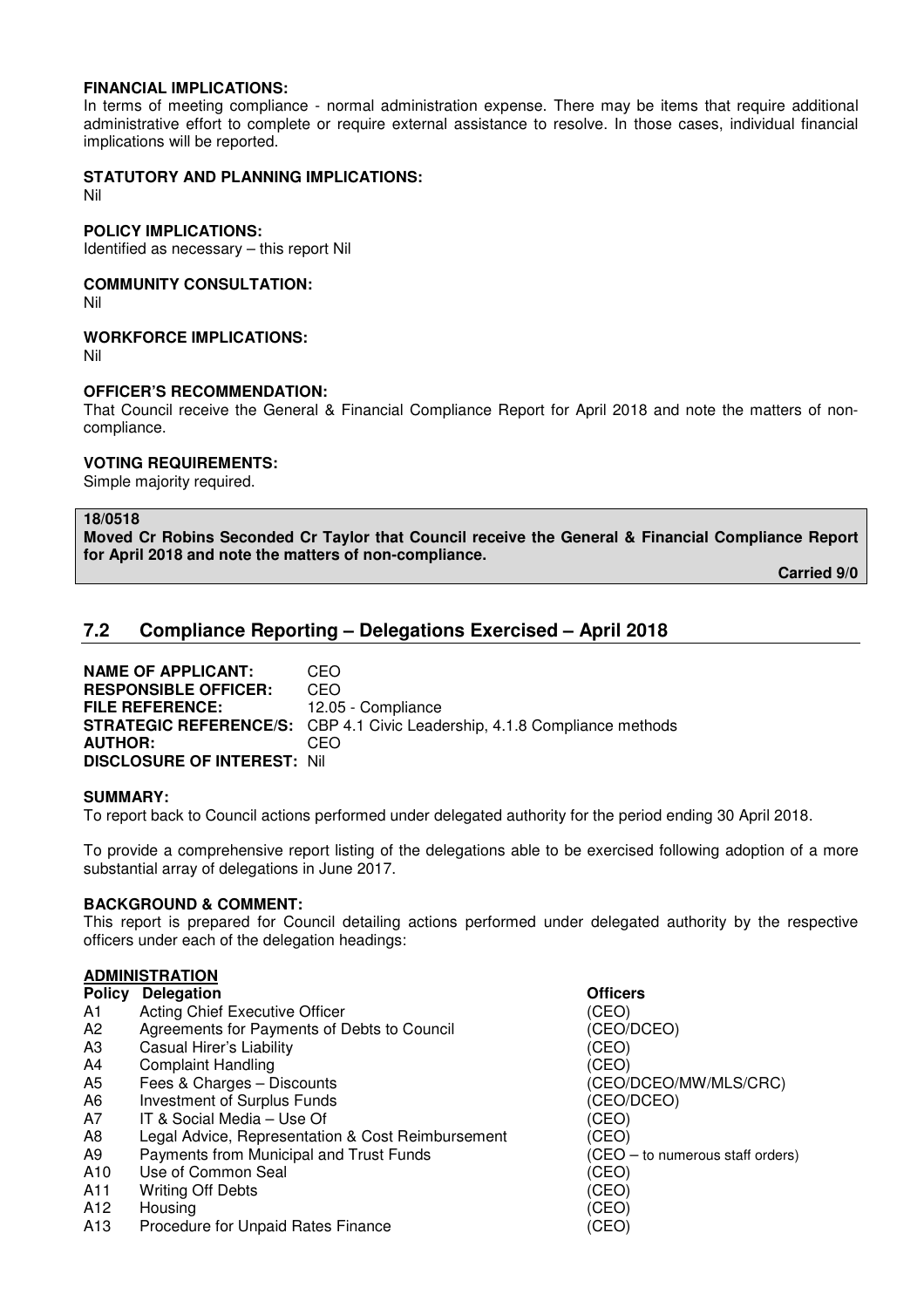**FINANCIAL IMPLICATIONS:**
In terms of meeting compliance - normal administration expense. There may be items that require additional administrative effort to complete or require external assistance to resolve. In those cases, individual financial implications will be reported.

**STATUTORY AND PLANNING IMPLICATIONS:**
Nil

**POLICY IMPLICATIONS:**
Identified as necessary – this report Nil

**COMMUNITY CONSULTATION:**
Nil

**WORKFORCE IMPLICATIONS:**
Nil

**OFFICER'S RECOMMENDATION:**
That Council receive the General & Financial Compliance Report for April 2018 and note the matters of non-compliance.

**VOTING REQUIREMENTS:**
Simple majority required.

**18/0518**
**Moved Cr Robins Seconded Cr Taylor that Council receive the General & Financial Compliance Report for April 2018 and note the matters of non-compliance.**

**Carried 9/0**

## 7.2 Compliance Reporting – Delegations Exercised – April 2018

**NAME OF APPLICANT:** CEO
**RESPONSIBLE OFFICER:** CEO
**FILE REFERENCE:** 12.05 - Compliance
**STRATEGIC REFERENCE/S:** CBP 4.1 Civic Leadership, 4.1.8 Compliance methods
**AUTHOR:** CEO
**DISCLOSURE OF INTEREST:** Nil

**SUMMARY:**
To report back to Council actions performed under delegated authority for the period ending 30 April 2018.

To provide a comprehensive report listing of the delegations able to be exercised following adoption of a more substantial array of delegations in June 2017.

**BACKGROUND & COMMENT:**
This report is prepared for Council detailing actions performed under delegated authority by the respective officers under each of the delegation headings:

**ADMINISTRATION**

| Policy | Delegation | Officers |
|---|---|---|
| A1 | Acting Chief Executive Officer | (CEO) |
| A2 | Agreements for Payments of Debts to Council | (CEO/DCEO) |
| A3 | Casual Hirer's Liability | (CEO) |
| A4 | Complaint Handling | (CEO) |
| A5 | Fees & Charges – Discounts | (CEO/DCEO/MW/MLS/CRC) |
| A6 | Investment of Surplus Funds | (CEO/DCEO) |
| A7 | IT & Social Media – Use Of | (CEO) |
| A8 | Legal Advice, Representation & Cost Reimbursement | (CEO) |
| A9 | Payments from Municipal and Trust Funds | (CEO – to numerous staff orders) |
| A10 | Use of Common Seal | (CEO) |
| A11 | Writing Off Debts | (CEO) |
| A12 | Housing | (CEO) |
| A13 | Procedure for Unpaid Rates Finance | (CEO) |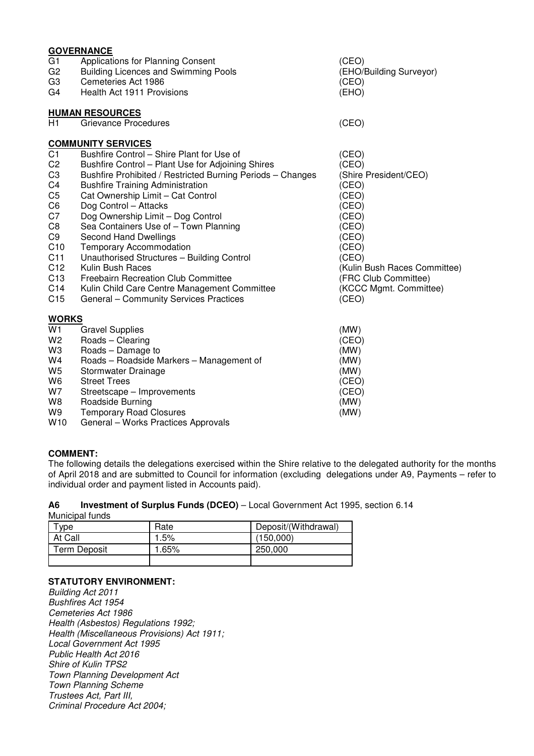**GOVERNANCE**

| | | |
|---|---|---|
| G1 | Applications for Planning Consent | (CEO) |
| G2 | Building Licences and Swimming Pools | (EHO/Building Surveyor) |
| G3 | Cemeteries Act 1986 | (CEO) |
| G4 | Health Act 1911 Provisions | (EHO) |

**HUMAN RESOURCES**

| | | |
|---|---|---|
| H1 | Grievance Procedures | (CEO) |

**COMMUNITY SERVICES**

| | | |
|---|---|---|
| C1 | Bushfire Control – Shire Plant for Use of | (CEO) |
| C2 | Bushfire Control – Plant Use for Adjoining Shires | (CEO) |
| C3 | Bushfire Prohibited / Restricted Burning Periods – Changes | (Shire President/CEO) |
| C4 | Bushfire Training Administration | (CEO) |
| C5 | Cat Ownership Limit – Cat Control | (CEO) |
| C6 | Dog Control – Attacks | (CEO) |
| C7 | Dog Ownership Limit – Dog Control | (CEO) |
| C8 | Sea Containers Use of – Town Planning | (CEO) |
| C9 | Second Hand Dwellings | (CEO) |
| C10 | Temporary Accommodation | (CEO) |
| C11 | Unauthorised Structures – Building Control | (CEO) |
| C12 | Kulin Bush Races | (Kulin Bush Races Committee) |
| C13 | Freebairn Recreation Club Committee | (FRC Club Committee) |
| C14 | Kulin Child Care Centre Management Committee | (KCCC Mgmt. Committee) |
| C15 | General – Community Services Practices | (CEO) |

**WORKS**

| | | |
|---|---|---|
| W1 | Gravel Supplies | (MW) |
| W2 | Roads – Clearing | (CEO) |
| W3 | Roads – Damage to | (MW) |
| W4 | Roads – Roadside Markers – Management of | (MW) |
| W5 | Stormwater Drainage | (MW) |
| W6 | Street Trees | (CEO) |
| W7 | Streetscape – Improvements | (CEO) |
| W8 | Roadside Burning | (MW) |
| W9 | Temporary Road Closures | (MW) |
| W10 | General – Works Practices Approvals | |

**COMMENT:**

The following details the delegations exercised within the Shire relative to the delegated authority for the months of April 2018 and are submitted to Council for information (excluding delegations under A9, Payments – refer to individual order and payment listed in Accounts paid).

**A6 Investment of Surplus Funds (DCEO)** – Local Government Act 1995, section 6.14

Municipal funds

| Type | Rate | Deposit/(Withdrawal) |
|---|---|---|
| At Call | 1.5% | (150,000) |
| Term Deposit | 1.65% | 250,000 |
| | | |

**STATUTORY ENVIRONMENT:**

*Building Act 2011*
*Bushfires Act 1954*
*Cemeteries Act 1986*
*Health (Asbestos) Regulations 1992;*
*Health (Miscellaneous Provisions) Act 1911;*
*Local Government Act 1995*
*Public Health Act 2016*
*Shire of Kulin TPS2*
*Town Planning Development Act*
*Town Planning Scheme*
*Trustees Act, Part III,*
*Criminal Procedure Act 2004;*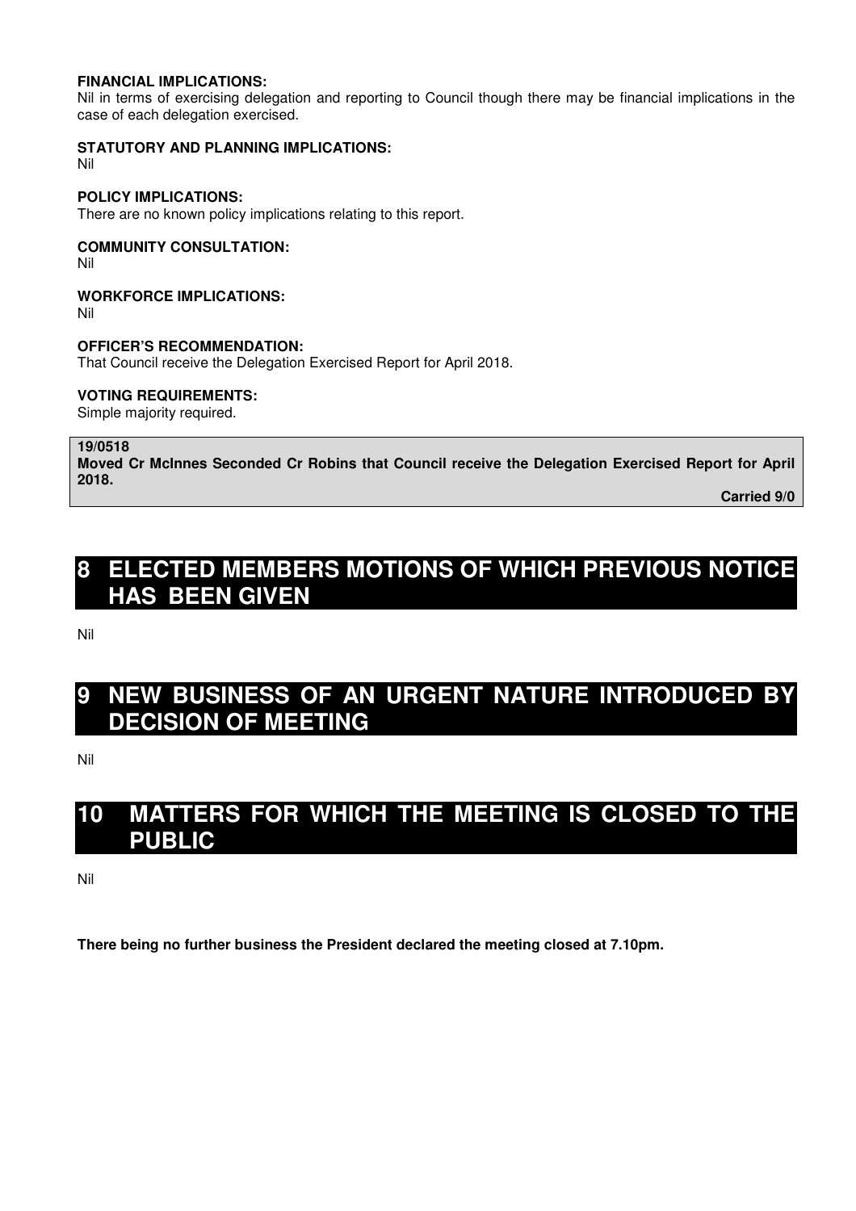**FINANCIAL IMPLICATIONS:**
Nil in terms of exercising delegation and reporting to Council though there may be financial implications in the case of each delegation exercised.

**STATUTORY AND PLANNING IMPLICATIONS:**
Nil

**POLICY IMPLICATIONS:**
There are no known policy implications relating to this report.

**COMMUNITY CONSULTATION:**
Nil

**WORKFORCE IMPLICATIONS:**
Nil

**OFFICER'S RECOMMENDATION:**
That Council receive the Delegation Exercised Report for April 2018.

**VOTING REQUIREMENTS:**
Simple majority required.

**19/0518**
**Moved Cr McInnes Seconded Cr Robins that Council receive the Delegation Exercised Report for April 2018.**

**Carried 9/0**

# 8 ELECTED MEMBERS MOTIONS OF WHICH PREVIOUS NOTICE HAS BEEN GIVEN

Nil

# 9 NEW BUSINESS OF AN URGENT NATURE INTRODUCED BY DECISION OF MEETING

Nil

# 10 MATTERS FOR WHICH THE MEETING IS CLOSED TO THE PUBLIC

Nil

**There being no further business the President declared the meeting closed at 7.10pm.**